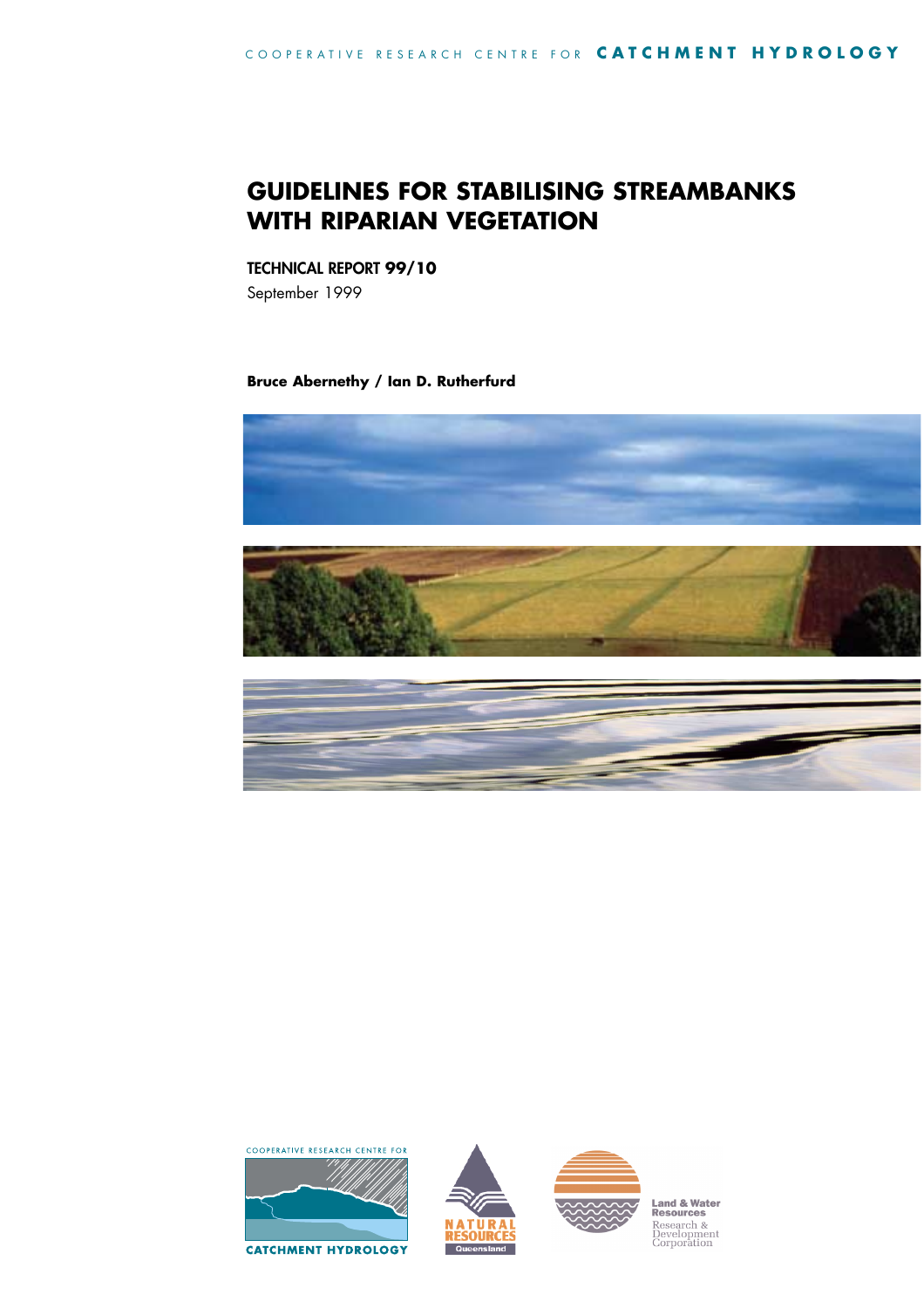COOPERATIVE RESEARCH CENTRE FOR **CATCHMENT HYDROLOGY**

# GUIDELINES FOR STABILISING STREAMBANKS WITH RIPARIAN VEGETATION

**TECHNICAL REPORT 99/10**

September 1999

**Bruce Abernethy / Ian D. Rutherfurd**

COOPERATIVE RESEARCH CENTRE FOR CATCHMENT HYDROLOGY

NATURAL RESOURCES Queensland

Land & Water Resources Research & Development Corporation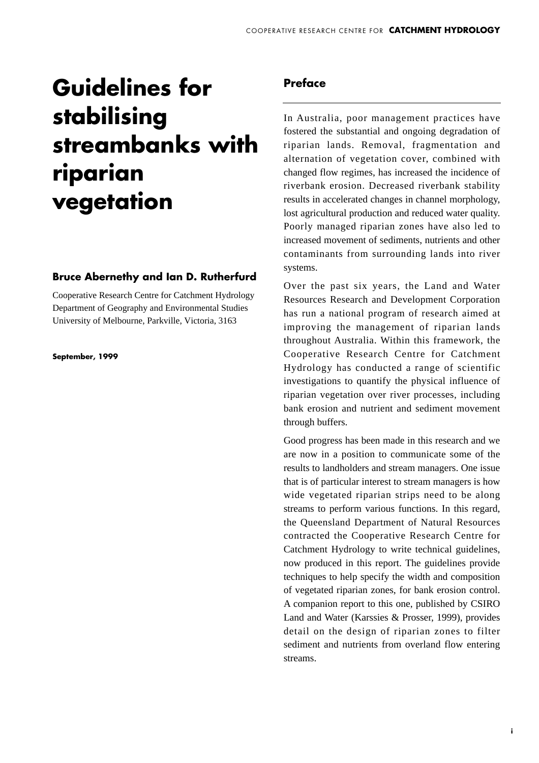# Guidelines for stabilising streambanks with riparian vegetation

**Bruce Abernethy and Ian D. Rutherfurd**

Cooperative Research Centre for Catchment Hydrology
Department of Geography and Environmental Studies
University of Melbourne, Parkville, Victoria, 3163

**September, 1999**

## Preface

In Australia, poor management practices have fostered the substantial and ongoing degradation of riparian lands. Removal, fragmentation and alternation of vegetation cover, combined with changed flow regimes, has increased the incidence of riverbank erosion. Decreased riverbank stability results in accelerated changes in channel morphology, lost agricultural production and reduced water quality. Poorly managed riparian zones have also led to increased movement of sediments, nutrients and other contaminants from surrounding lands into river systems.

Over the past six years, the Land and Water Resources Research and Development Corporation has run a national program of research aimed at improving the management of riparian lands throughout Australia. Within this framework, the Cooperative Research Centre for Catchment Hydrology has conducted a range of scientific investigations to quantify the physical influence of riparian vegetation over river processes, including bank erosion and nutrient and sediment movement through buffers.

Good progress has been made in this research and we are now in a position to communicate some of the results to landholders and stream managers. One issue that is of particular interest to stream managers is how wide vegetated riparian strips need to be along streams to perform various functions. In this regard, the Queensland Department of Natural Resources contracted the Cooperative Research Centre for Catchment Hydrology to write technical guidelines, now produced in this report. The guidelines provide techniques to help specify the width and composition of vegetated riparian zones, for bank erosion control. A companion report to this one, published by CSIRO Land and Water (Karssies & Prosser, 1999), provides detail on the design of riparian zones to filter sediment and nutrients from overland flow entering streams.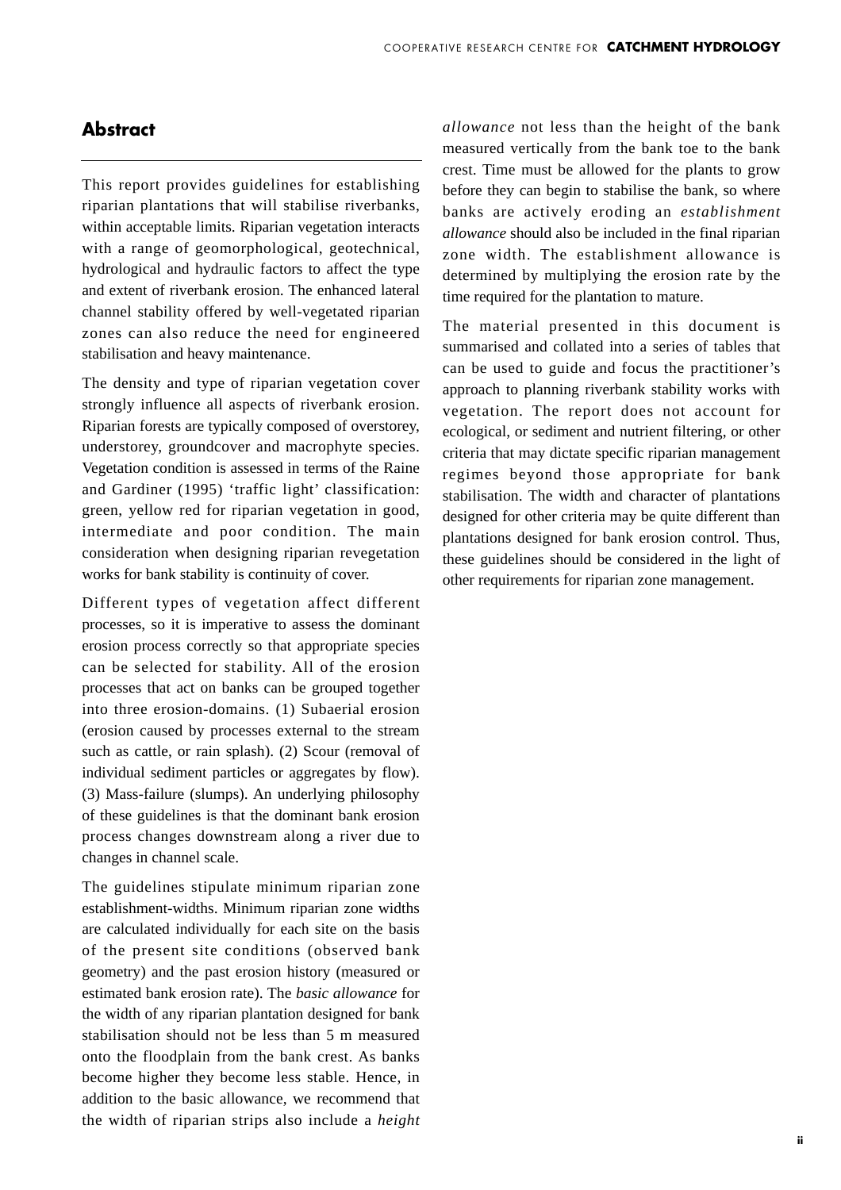## Abstract

This report provides guidelines for establishing riparian plantations that will stabilise riverbanks, within acceptable limits. Riparian vegetation interacts with a range of geomorphological, geotechnical, hydrological and hydraulic factors to affect the type and extent of riverbank erosion. The enhanced lateral channel stability offered by well-vegetated riparian zones can also reduce the need for engineered stabilisation and heavy maintenance.

The density and type of riparian vegetation cover strongly influence all aspects of riverbank erosion. Riparian forests are typically composed of overstorey, understorey, groundcover and macrophyte species. Vegetation condition is assessed in terms of the Raine and Gardiner (1995) 'traffic light' classification: green, yellow red for riparian vegetation in good, intermediate and poor condition. The main consideration when designing riparian revegetation works for bank stability is continuity of cover.

Different types of vegetation affect different processes, so it is imperative to assess the dominant erosion process correctly so that appropriate species can be selected for stability. All of the erosion processes that act on banks can be grouped together into three erosion-domains. (1) Subaerial erosion (erosion caused by processes external to the stream such as cattle, or rain splash). (2) Scour (removal of individual sediment particles or aggregates by flow). (3) Mass-failure (slumps). An underlying philosophy of these guidelines is that the dominant bank erosion process changes downstream along a river due to changes in channel scale.

The guidelines stipulate minimum riparian zone establishment-widths. Minimum riparian zone widths are calculated individually for each site on the basis of the present site conditions (observed bank geometry) and the past erosion history (measured or estimated bank erosion rate). The *basic allowance* for the width of any riparian plantation designed for bank stabilisation should not be less than 5 m measured onto the floodplain from the bank crest. As banks become higher they become less stable. Hence, in addition to the basic allowance, we recommend that the width of riparian strips also include a *height allowance* not less than the height of the bank measured vertically from the bank toe to the bank crest. Time must be allowed for the plants to grow before they can begin to stabilise the bank, so where banks are actively eroding an *establishment allowance* should also be included in the final riparian zone width. The establishment allowance is determined by multiplying the erosion rate by the time required for the plantation to mature.

The material presented in this document is summarised and collated into a series of tables that can be used to guide and focus the practitioner's approach to planning riverbank stability works with vegetation. The report does not account for ecological, or sediment and nutrient filtering, or other criteria that may dictate specific riparian management regimes beyond those appropriate for bank stabilisation. The width and character of plantations designed for other criteria may be quite different than plantations designed for bank erosion control. Thus, these guidelines should be considered in the light of other requirements for riparian zone management.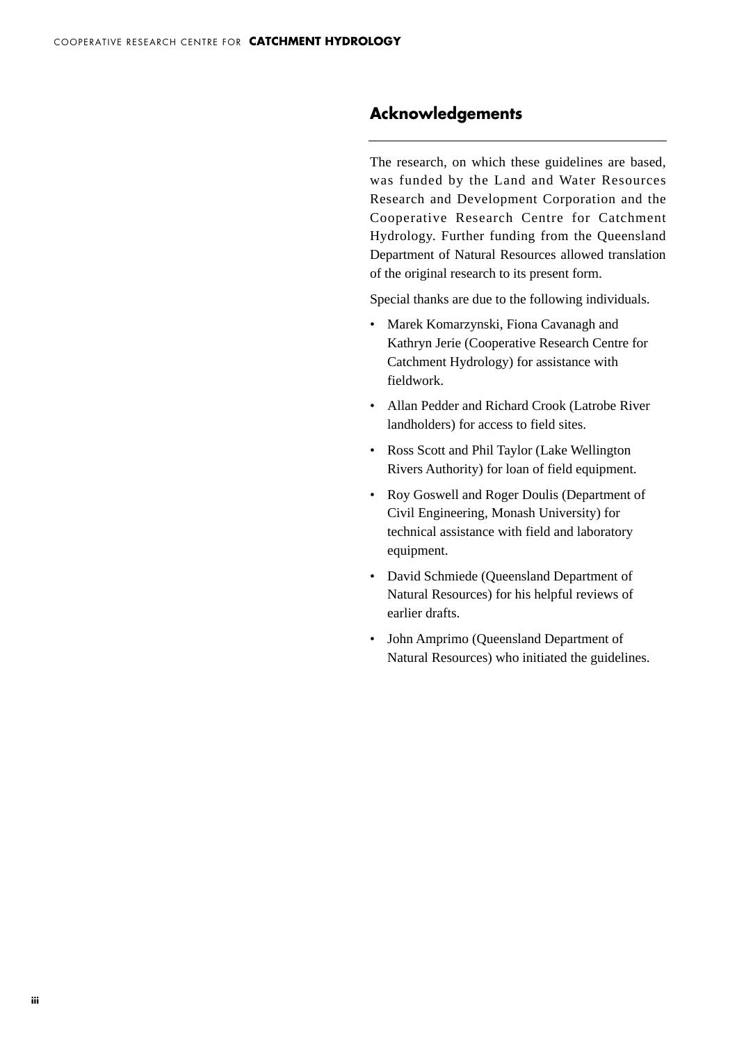## Acknowledgements

The research, on which these guidelines are based, was funded by the Land and Water Resources Research and Development Corporation and the Cooperative Research Centre for Catchment Hydrology. Further funding from the Queensland Department of Natural Resources allowed translation of the original research to its present form.

Special thanks are due to the following individuals.

- Marek Komarzynski, Fiona Cavanagh and Kathryn Jerie (Cooperative Research Centre for Catchment Hydrology) for assistance with fieldwork.
- Allan Pedder and Richard Crook (Latrobe River landholders) for access to field sites.
- Ross Scott and Phil Taylor (Lake Wellington Rivers Authority) for loan of field equipment.
- Roy Goswell and Roger Doulis (Department of Civil Engineering, Monash University) for technical assistance with field and laboratory equipment.
- David Schmiede (Queensland Department of Natural Resources) for his helpful reviews of earlier drafts.
- John Amprimo (Queensland Department of Natural Resources) who initiated the guidelines.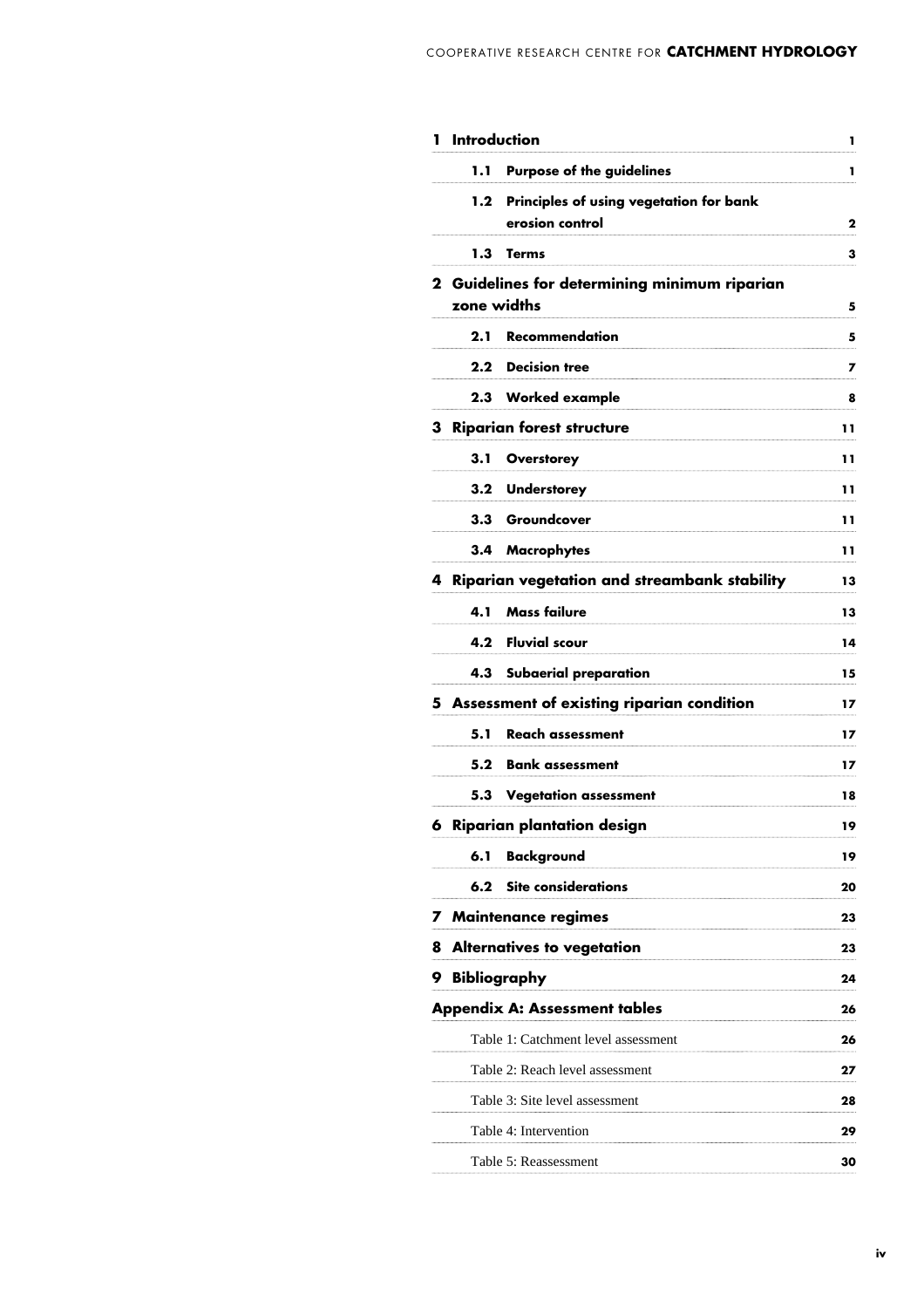| | |
|---|---|
| **1 Introduction** | **1** |
| **1.1 Purpose of the guidelines** | **1** |
| **1.2 Principles of using vegetation for bank erosion control** | **2** |
| **1.3 Terms** | **3** |
| **2 Guidelines for determining minimum riparian zone widths** | **5** |
| **2.1 Recommendation** | **5** |
| **2.2 Decision tree** | **7** |
| **2.3 Worked example** | **8** |
| **3 Riparian forest structure** | **11** |
| **3.1 Overstorey** | **11** |
| **3.2 Understorey** | **11** |
| **3.3 Groundcover** | **11** |
| **3.4 Macrophytes** | **11** |
| **4 Riparian vegetation and streambank stability** | **13** |
| **4.1 Mass failure** | **13** |
| **4.2 Fluvial scour** | **14** |
| **4.3 Subaerial preparation** | **15** |
| **5 Assessment of existing riparian condition** | **17** |
| **5.1 Reach assessment** | **17** |
| **5.2 Bank assessment** | **17** |
| **5.3 Vegetation assessment** | **18** |
| **6 Riparian plantation design** | **19** |
| **6.1 Background** | **19** |
| **6.2 Site considerations** | **20** |
| **7 Maintenance regimes** | **23** |
| **8 Alternatives to vegetation** | **23** |
| **9 Bibliography** | **24** |
| **Appendix A: Assessment tables** | **26** |
| Table 1: Catchment level assessment | **26** |
| Table 2: Reach level assessment | **27** |
| Table 3: Site level assessment | **28** |
| Table 4: Intervention | **29** |
| Table 5: Reassessment | **30** |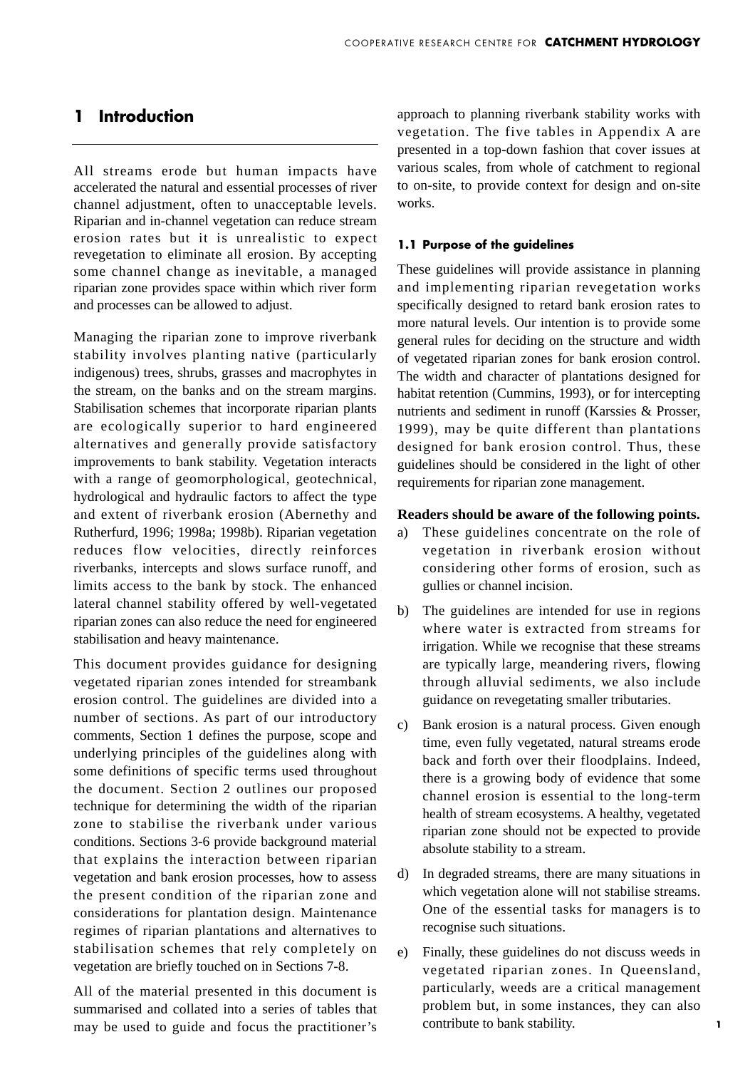## 1 Introduction

All streams erode but human impacts have accelerated the natural and essential processes of river channel adjustment, often to unacceptable levels. Riparian and in-channel vegetation can reduce stream erosion rates but it is unrealistic to expect revegetation to eliminate all erosion. By accepting some channel change as inevitable, a managed riparian zone provides space within which river form and processes can be allowed to adjust.

Managing the riparian zone to improve riverbank stability involves planting native (particularly indigenous) trees, shrubs, grasses and macrophytes in the stream, on the banks and on the stream margins. Stabilisation schemes that incorporate riparian plants are ecologically superior to hard engineered alternatives and generally provide satisfactory improvements to bank stability. Vegetation interacts with a range of geomorphological, geotechnical, hydrological and hydraulic factors to affect the type and extent of riverbank erosion (Abernethy and Rutherfurd, 1996; 1998a; 1998b). Riparian vegetation reduces flow velocities, directly reinforces riverbanks, intercepts and slows surface runoff, and limits access to the bank by stock. The enhanced lateral channel stability offered by well-vegetated riparian zones can also reduce the need for engineered stabilisation and heavy maintenance.

This document provides guidance for designing vegetated riparian zones intended for streambank erosion control. The guidelines are divided into a number of sections. As part of our introductory comments, Section 1 defines the purpose, scope and underlying principles of the guidelines along with some definitions of specific terms used throughout the document. Section 2 outlines our proposed technique for determining the width of the riparian zone to stabilise the riverbank under various conditions. Sections 3-6 provide background material that explains the interaction between riparian vegetation and bank erosion processes, how to assess the present condition of the riparian zone and considerations for plantation design. Maintenance regimes of riparian plantations and alternatives to stabilisation schemes that rely completely on vegetation are briefly touched on in Sections 7-8.

All of the material presented in this document is summarised and collated into a series of tables that may be used to guide and focus the practitioner's approach to planning riverbank stability works with vegetation. The five tables in Appendix A are presented in a top-down fashion that cover issues at various scales, from whole of catchment to regional to on-site, to provide context for design and on-site works.

### 1.1 Purpose of the guidelines

These guidelines will provide assistance in planning and implementing riparian revegetation works specifically designed to retard bank erosion rates to more natural levels. Our intention is to provide some general rules for deciding on the structure and width of vegetated riparian zones for bank erosion control. The width and character of plantations designed for habitat retention (Cummins, 1993), or for intercepting nutrients and sediment in runoff (Karssies & Prosser, 1999), may be quite different than plantations designed for bank erosion control. Thus, these guidelines should be considered in the light of other requirements for riparian zone management.

**Readers should be aware of the following points.**

a) These guidelines concentrate on the role of vegetation in riverbank erosion without considering other forms of erosion, such as gullies or channel incision.

b) The guidelines are intended for use in regions where water is extracted from streams for irrigation. While we recognise that these streams are typically large, meandering rivers, flowing through alluvial sediments, we also include guidance on revegetating smaller tributaries.

c) Bank erosion is a natural process. Given enough time, even fully vegetated, natural streams erode back and forth over their floodplains. Indeed, there is a growing body of evidence that some channel erosion is essential to the long-term health of stream ecosystems. A healthy, vegetated riparian zone should not be expected to provide absolute stability to a stream.

d) In degraded streams, there are many situations in which vegetation alone will not stabilise streams. One of the essential tasks for managers is to recognise such situations.

e) Finally, these guidelines do not discuss weeds in vegetated riparian zones. In Queensland, particularly, weeds are a critical management problem but, in some instances, they can also contribute to bank stability.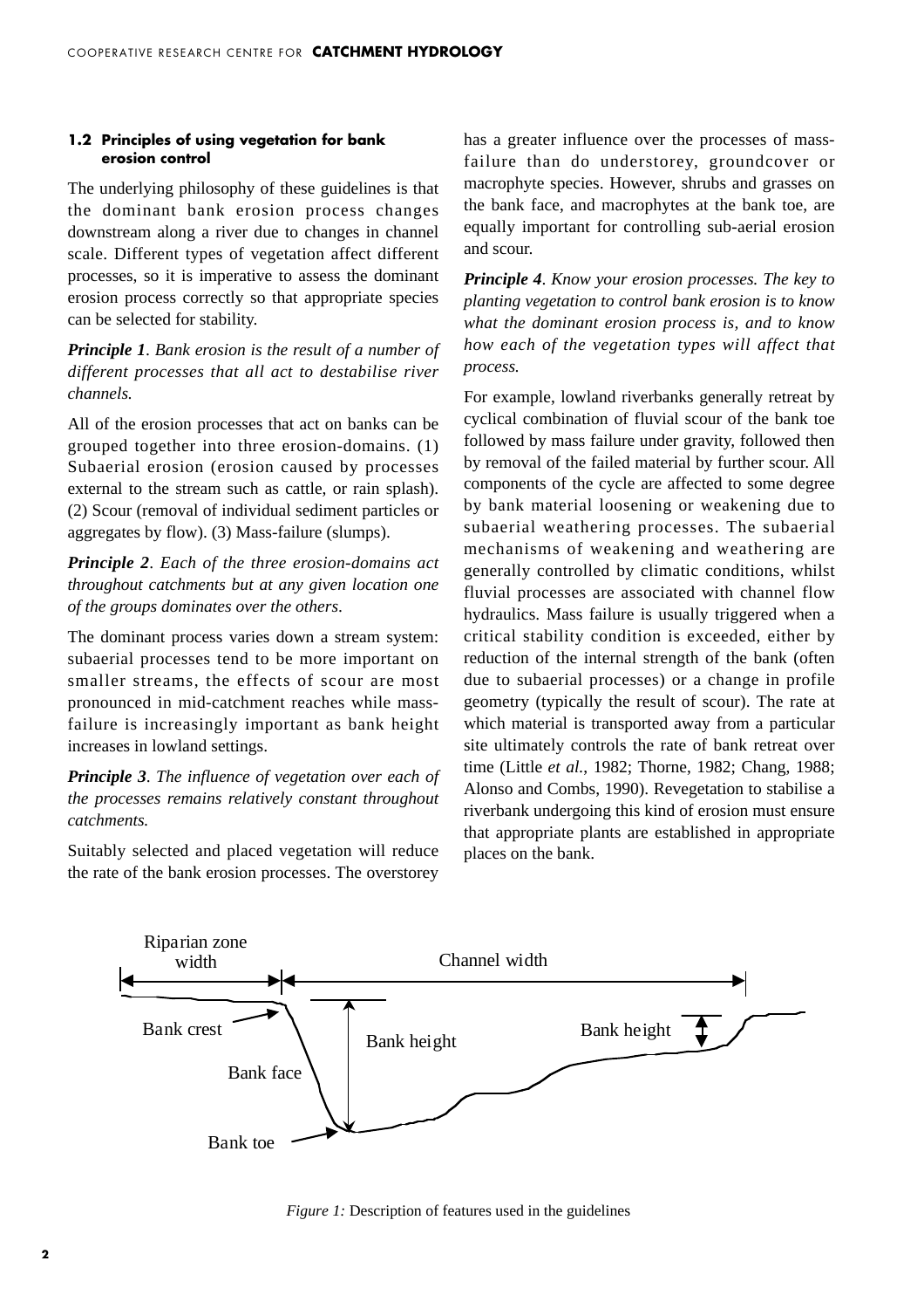### 1.2 Principles of using vegetation for bank erosion control

The underlying philosophy of these guidelines is that the dominant bank erosion process changes downstream along a river due to changes in channel scale. Different types of vegetation affect different processes, so it is imperative to assess the dominant erosion process correctly so that appropriate species can be selected for stability.

***Principle 1**. Bank erosion is the result of a number of different processes that all act to destabilise river channels.*

All of the erosion processes that act on banks can be grouped together into three erosion-domains. (1) Subaerial erosion (erosion caused by processes external to the stream such as cattle, or rain splash). (2) Scour (removal of individual sediment particles or aggregates by flow). (3) Mass-failure (slumps).

***Principle 2**. Each of the three erosion-domains act throughout catchments but at any given location one of the groups dominates over the others.*

The dominant process varies down a stream system: subaerial processes tend to be more important on smaller streams, the effects of scour are most pronounced in mid-catchment reaches while mass-failure is increasingly important as bank height increases in lowland settings.

***Principle 3**. The influence of vegetation over each of the processes remains relatively constant throughout catchments.*

Suitably selected and placed vegetation will reduce the rate of the bank erosion processes. The overstorey has a greater influence over the processes of mass-failure than do understorey, groundcover or macrophyte species. However, shrubs and grasses on the bank face, and macrophytes at the bank toe, are equally important for controlling sub-aerial erosion and scour.

***Principle 4**. Know your erosion processes. The key to planting vegetation to control bank erosion is to know what the dominant erosion process is, and to know how each of the vegetation types will affect that process.*

For example, lowland riverbanks generally retreat by cyclical combination of fluvial scour of the bank toe followed by mass failure under gravity, followed then by removal of the failed material by further scour. All components of the cycle are affected to some degree by bank material loosening or weakening due to subaerial weathering processes. The subaerial mechanisms of weakening and weathering are generally controlled by climatic conditions, whilst fluvial processes are associated with channel flow hydraulics. Mass failure is usually triggered when a critical stability condition is exceeded, either by reduction of the internal strength of the bank (often due to subaerial processes) or a change in profile geometry (typically the result of scour). The rate at which material is transported away from a particular site ultimately controls the rate of bank retreat over time (Little *et al.*, 1982; Thorne, 1982; Chang, 1988; Alonso and Combs, 1990). Revegetation to stabilise a riverbank undergoing this kind of erosion must ensure that appropriate plants are established in appropriate places on the bank.

Riparian zone width | Channel width | Bank crest | Bank face | Bank toe | Bank height | Bank height

*Figure 1:* Description of features used in the guidelines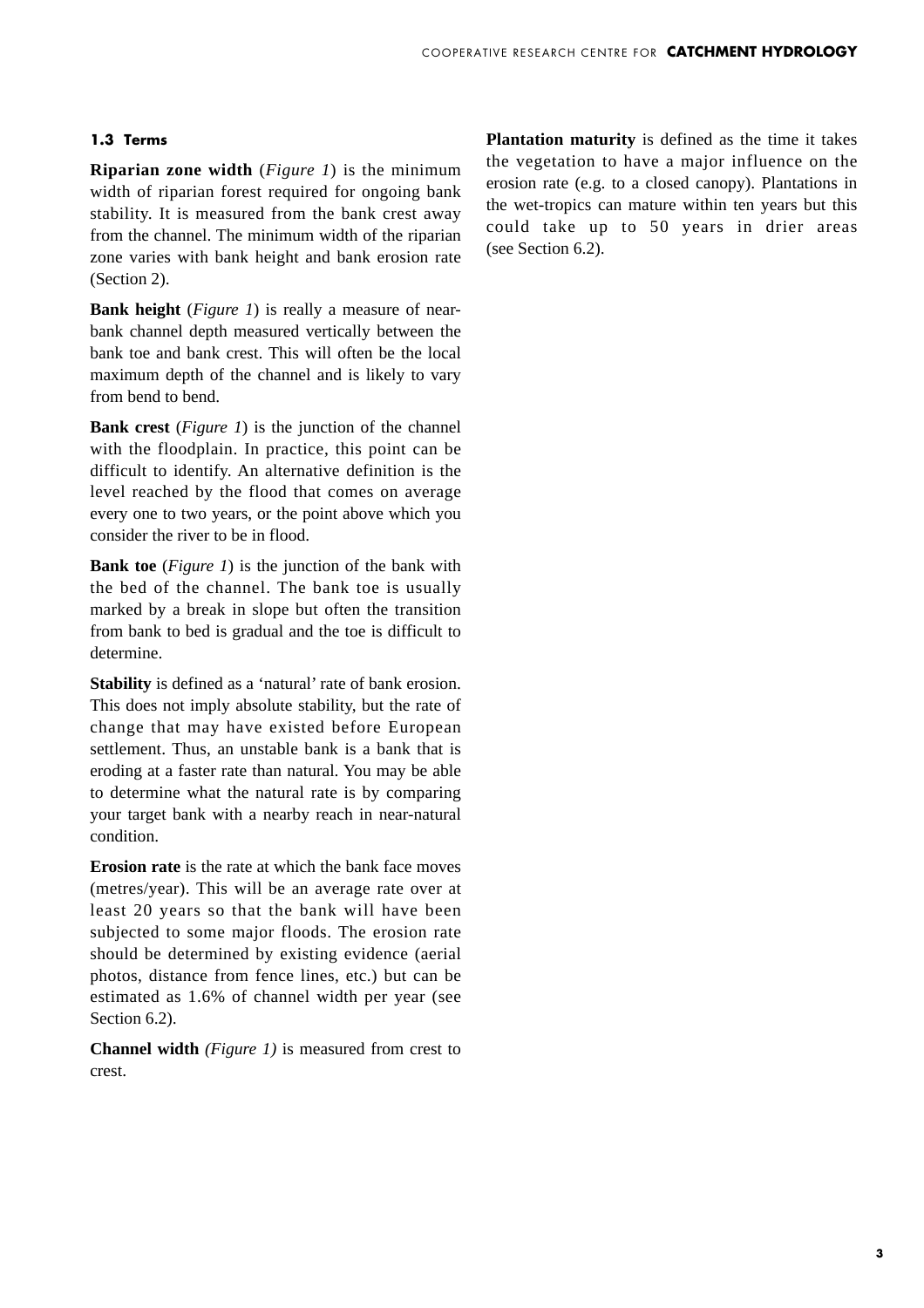### 1.3 Terms

**Riparian zone width** (*Figure 1*) is the minimum width of riparian forest required for ongoing bank stability. It is measured from the bank crest away from the channel. The minimum width of the riparian zone varies with bank height and bank erosion rate (Section 2).

**Bank height** (*Figure 1*) is really a measure of near-bank channel depth measured vertically between the bank toe and bank crest. This will often be the local maximum depth of the channel and is likely to vary from bend to bend.

**Bank crest** (*Figure 1*) is the junction of the channel with the floodplain. In practice, this point can be difficult to identify. An alternative definition is the level reached by the flood that comes on average every one to two years, or the point above which you consider the river to be in flood.

**Bank toe** (*Figure 1*) is the junction of the bank with the bed of the channel. The bank toe is usually marked by a break in slope but often the transition from bank to bed is gradual and the toe is difficult to determine.

**Stability** is defined as a 'natural' rate of bank erosion. This does not imply absolute stability, but the rate of change that may have existed before European settlement. Thus, an unstable bank is a bank that is eroding at a faster rate than natural. You may be able to determine what the natural rate is by comparing your target bank with a nearby reach in near-natural condition.

**Erosion rate** is the rate at which the bank face moves (metres/year). This will be an average rate over at least 20 years so that the bank will have been subjected to some major floods. The erosion rate should be determined by existing evidence (aerial photos, distance from fence lines, etc.) but can be estimated as 1.6% of channel width per year (see Section 6.2).

**Channel width** *(Figure 1)* is measured from crest to crest.

**Plantation maturity** is defined as the time it takes the vegetation to have a major influence on the erosion rate (e.g. to a closed canopy). Plantations in the wet-tropics can mature within ten years but this could take up to 50 years in drier areas (see Section 6.2).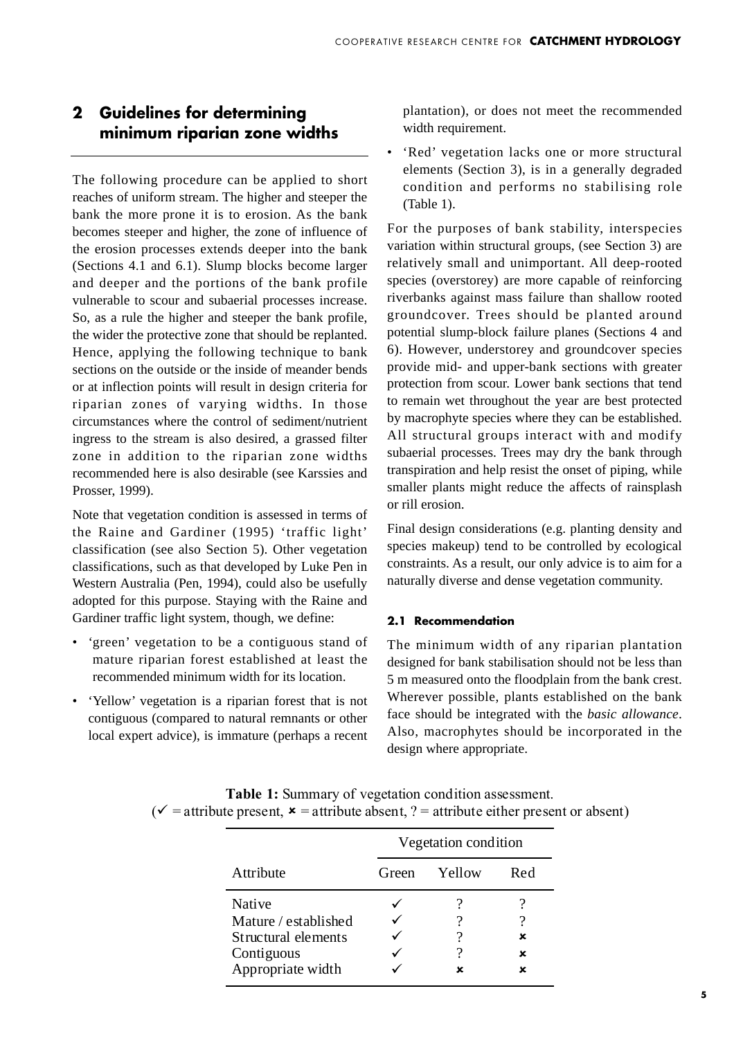## 2 Guidelines for determining minimum riparian zone widths

The following procedure can be applied to short reaches of uniform stream. The higher and steeper the bank the more prone it is to erosion. As the bank becomes steeper and higher, the zone of influence of the erosion processes extends deeper into the bank (Sections 4.1 and 6.1). Slump blocks become larger and deeper and the portions of the bank profile vulnerable to scour and subaerial processes increase. So, as a rule the higher and steeper the bank profile, the wider the protective zone that should be replanted. Hence, applying the following technique to bank sections on the outside or the inside of meander bends or at inflection points will result in design criteria for riparian zones of varying widths. In those circumstances where the control of sediment/nutrient ingress to the stream is also desired, a grassed filter zone in addition to the riparian zone widths recommended here is also desirable (see Karssies and Prosser, 1999).

Note that vegetation condition is assessed in terms of the Raine and Gardiner (1995) 'traffic light' classification (see also Section 5). Other vegetation classifications, such as that developed by Luke Pen in Western Australia (Pen, 1994), could also be usefully adopted for this purpose. Staying with the Raine and Gardiner traffic light system, though, we define:

- 'green' vegetation to be a contiguous stand of mature riparian forest established at least the recommended minimum width for its location.
- 'Yellow' vegetation is a riparian forest that is not contiguous (compared to natural remnants or other local expert advice), is immature (perhaps a recent plantation), or does not meet the recommended width requirement.
- 'Red' vegetation lacks one or more structural elements (Section 3), is in a generally degraded condition and performs no stabilising role (Table 1).

For the purposes of bank stability, interspecies variation within structural groups, (see Section 3) are relatively small and unimportant. All deep-rooted species (overstorey) are more capable of reinforcing riverbanks against mass failure than shallow rooted groundcover. Trees should be planted around potential slump-block failure planes (Sections 4 and 6). However, understorey and groundcover species provide mid- and upper-bank sections with greater protection from scour. Lower bank sections that tend to remain wet throughout the year are best protected by macrophyte species where they can be established. All structural groups interact with and modify subaerial processes. Trees may dry the bank through transpiration and help resist the onset of piping, while smaller plants might reduce the affects of rainsplash or rill erosion.

Final design considerations (e.g. planting density and species makeup) tend to be controlled by ecological constraints. As a result, our only advice is to aim for a naturally diverse and dense vegetation community.

### 2.1 Recommendation

The minimum width of any riparian plantation designed for bank stabilisation should not be less than 5 m measured onto the floodplain from the bank crest. Wherever possible, plants established on the bank face should be integrated with the *basic allowance*. Also, macrophytes should be incorporated in the design where appropriate.

**Table 1:** Summary of vegetation condition assessment.
(✓ = attribute present, ✗ = attribute absent, ? = attribute either present or absent)

| Attribute | Vegetation condition | | |
|---|---|---|---|
| | Green | Yellow | Red |
| Native | ✓ | ? | ? |
| Mature / established | ✓ | ? | ? |
| Structural elements | ✓ | ? | ✗ |
| Contiguous | ✓ | ? | ✗ |
| Appropriate width | ✓ | ✗ | ✗ |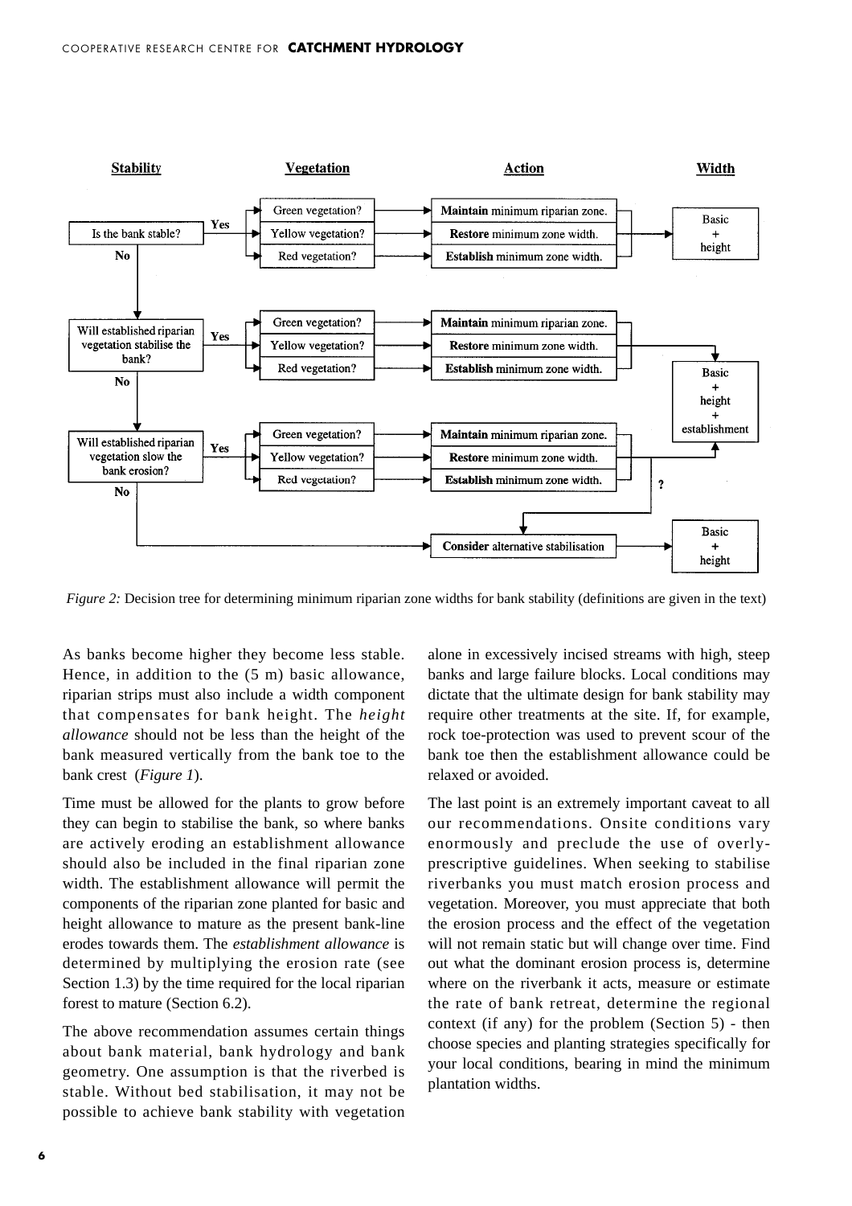**Stability** | **Vegetation** | **Action** | **Width**

- Is the bank stable?
  - **Yes** →
    - Green vegetation? → **Maintain** minimum riparian zone.
    - Yellow vegetation? → **Restore** minimum zone width.
    - Red vegetation? → **Establish** minimum zone width.
    - → Basic + height
  - **No** ↓
- Will established riparian vegetation stabilise the bank?
  - **Yes** →
    - Green vegetation? → **Maintain** minimum riparian zone.
    - Yellow vegetation? → **Restore** minimum zone width.
    - Red vegetation? → **Establish** minimum zone width.
    - → Basic + height + establishment
  - **No** ↓
- Will established riparian vegetation slow the bank erosion?
  - **Yes** →
    - Green vegetation? → **Maintain** minimum riparian zone.
    - Yellow vegetation? → **Restore** minimum zone width.
    - Red vegetation? → **Establish** minimum zone width.
    - → Basic + height + establishment
    - ? → **Consider** alternative stabilisation
  - **No** → **Consider** alternative stabilisation → Basic + height

*Figure 2:* Decision tree for determining minimum riparian zone widths for bank stability (definitions are given in the text)

As banks become higher they become less stable. Hence, in addition to the (5 m) basic allowance, riparian strips must also include a width component that compensates for bank height. The *height allowance* should not be less than the height of the bank measured vertically from the bank toe to the bank crest (*Figure 1*).

Time must be allowed for the plants to grow before they can begin to stabilise the bank, so where banks are actively eroding an establishment allowance should also be included in the final riparian zone width. The establishment allowance will permit the components of the riparian zone planted for basic and height allowance to mature as the present bank-line erodes towards them. The *establishment allowance* is determined by multiplying the erosion rate (see Section 1.3) by the time required for the local riparian forest to mature (Section 6.2).

The above recommendation assumes certain things about bank material, bank hydrology and bank geometry. One assumption is that the riverbed is stable. Without bed stabilisation, it may not be possible to achieve bank stability with vegetation alone in excessively incised streams with high, steep banks and large failure blocks. Local conditions may dictate that the ultimate design for bank stability may require other treatments at the site. If, for example, rock toe-protection was used to prevent scour of the bank toe then the establishment allowance could be relaxed or avoided.

The last point is an extremely important caveat to all our recommendations. Onsite conditions vary enormously and preclude the use of overly-prescriptive guidelines. When seeking to stabilise riverbanks you must match erosion process and vegetation. Moreover, you must appreciate that both the erosion process and the effect of the vegetation will not remain static but will change over time. Find out what the dominant erosion process is, determine where on the riverbank it acts, measure or estimate the rate of bank retreat, determine the regional context (if any) for the problem (Section 5) - then choose species and planting strategies specifically for your local conditions, bearing in mind the minimum plantation widths.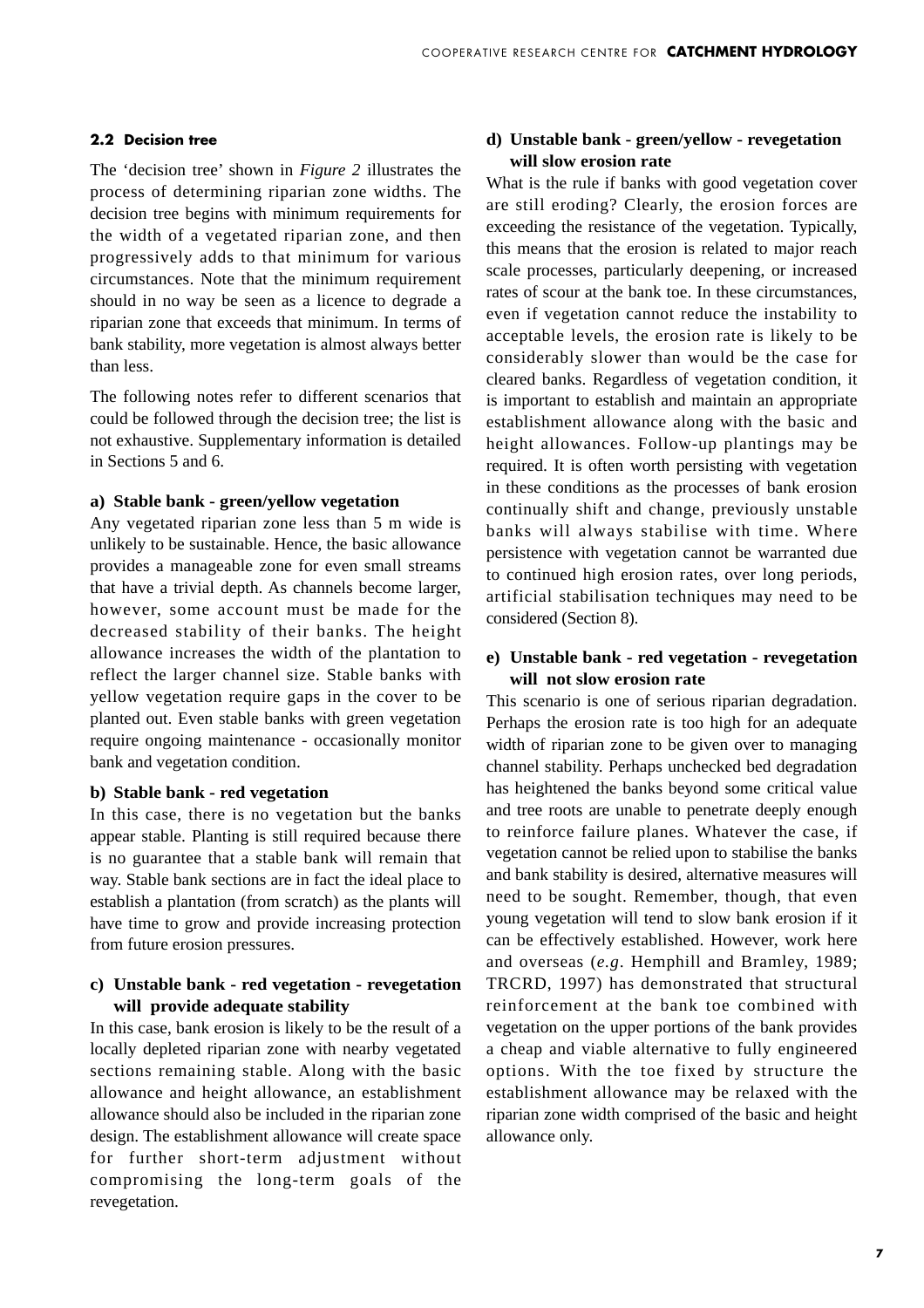### 2.2 Decision tree

The 'decision tree' shown in *Figure 2* illustrates the process of determining riparian zone widths. The decision tree begins with minimum requirements for the width of a vegetated riparian zone, and then progressively adds to that minimum for various circumstances. Note that the minimum requirement should in no way be seen as a licence to degrade a riparian zone that exceeds that minimum. In terms of bank stability, more vegetation is almost always better than less.

The following notes refer to different scenarios that could be followed through the decision tree; the list is not exhaustive. Supplementary information is detailed in Sections 5 and 6.

**a) Stable bank - green/yellow vegetation**

Any vegetated riparian zone less than 5 m wide is unlikely to be sustainable. Hence, the basic allowance provides a manageable zone for even small streams that have a trivial depth. As channels become larger, however, some account must be made for the decreased stability of their banks. The height allowance increases the width of the plantation to reflect the larger channel size. Stable banks with yellow vegetation require gaps in the cover to be planted out. Even stable banks with green vegetation require ongoing maintenance - occasionally monitor bank and vegetation condition.

**b) Stable bank - red vegetation**

In this case, there is no vegetation but the banks appear stable. Planting is still required because there is no guarantee that a stable bank will remain that way. Stable bank sections are in fact the ideal place to establish a plantation (from scratch) as the plants will have time to grow and provide increasing protection from future erosion pressures.

**c) Unstable bank - red vegetation - revegetation will provide adequate stability**

In this case, bank erosion is likely to be the result of a locally depleted riparian zone with nearby vegetated sections remaining stable. Along with the basic allowance and height allowance, an establishment allowance should also be included in the riparian zone design. The establishment allowance will create space for further short-term adjustment without compromising the long-term goals of the revegetation.

**d) Unstable bank - green/yellow - revegetation will slow erosion rate**

What is the rule if banks with good vegetation cover are still eroding? Clearly, the erosion forces are exceeding the resistance of the vegetation. Typically, this means that the erosion is related to major reach scale processes, particularly deepening, or increased rates of scour at the bank toe. In these circumstances, even if vegetation cannot reduce the instability to acceptable levels, the erosion rate is likely to be considerably slower than would be the case for cleared banks. Regardless of vegetation condition, it is important to establish and maintain an appropriate establishment allowance along with the basic and height allowances. Follow-up plantings may be required. It is often worth persisting with vegetation in these conditions as the processes of bank erosion continually shift and change, previously unstable banks will always stabilise with time. Where persistence with vegetation cannot be warranted due to continued high erosion rates, over long periods, artificial stabilisation techniques may need to be considered (Section 8).

**e) Unstable bank - red vegetation - revegetation will not slow erosion rate**

This scenario is one of serious riparian degradation. Perhaps the erosion rate is too high for an adequate width of riparian zone to be given over to managing channel stability. Perhaps unchecked bed degradation has heightened the banks beyond some critical value and tree roots are unable to penetrate deeply enough to reinforce failure planes. Whatever the case, if vegetation cannot be relied upon to stabilise the banks and bank stability is desired, alternative measures will need to be sought. Remember, though, that even young vegetation will tend to slow bank erosion if it can be effectively established. However, work here and overseas (*e.g*. Hemphill and Bramley, 1989; TRCRD, 1997) has demonstrated that structural reinforcement at the bank toe combined with vegetation on the upper portions of the bank provides a cheap and viable alternative to fully engineered options. With the toe fixed by structure the establishment allowance may be relaxed with the riparian zone width comprised of the basic and height allowance only.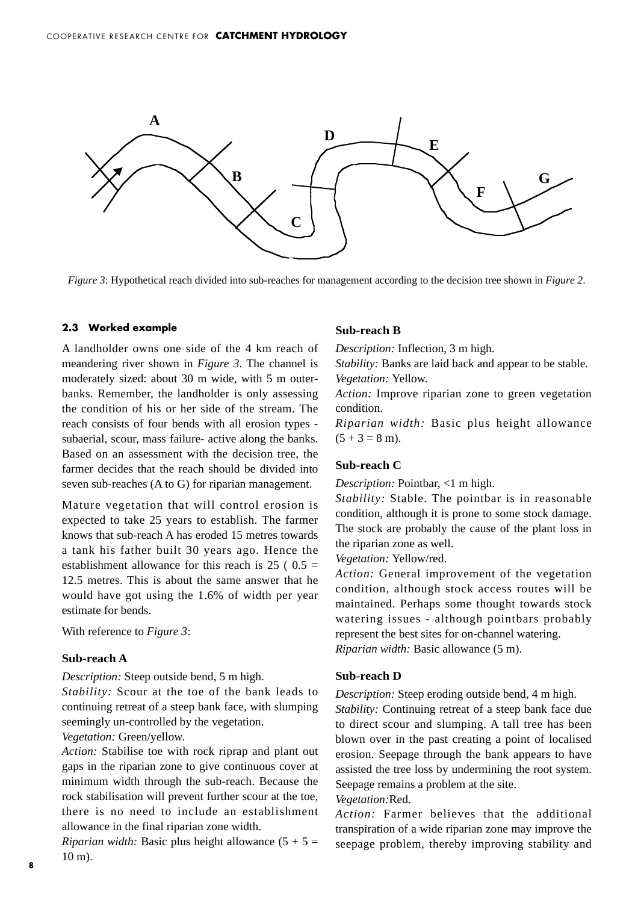*Figure 3*: Hypothetical reach divided into sub-reaches for management according to the decision tree shown in *Figure 2*.

### 2.3 Worked example

A landholder owns one side of the 4 km reach of meandering river shown in *Figure 3*. The channel is moderately sized: about 30 m wide, with 5 m outer-banks. Remember, the landholder is only assessing the condition of his or her side of the stream. The reach consists of four bends with all erosion types - subaerial, scour, mass failure- active along the banks. Based on an assessment with the decision tree, the farmer decides that the reach should be divided into seven sub-reaches (A to G) for riparian management.

Mature vegetation that will control erosion is expected to take 25 years to establish. The farmer knows that sub-reach A has eroded 15 metres towards a tank his father built 30 years ago. Hence the establishment allowance for this reach is 25 ( 0.5 = 12.5 metres. This is about the same answer that he would have got using the 1.6% of width per year estimate for bends.

With reference to *Figure 3*:

**Sub-reach A**

*Description:* Steep outside bend, 5 m high.
*Stability:* Scour at the toe of the bank leads to continuing retreat of a steep bank face, with slumping seemingly un-controlled by the vegetation.
*Vegetation:* Green/yellow.
*Action:* Stabilise toe with rock riprap and plant out gaps in the riparian zone to give continuous cover at minimum width through the sub-reach. Because the rock stabilisation will prevent further scour at the toe, there is no need to include an establishment allowance in the final riparian zone width.
*Riparian width:* Basic plus height allowance (5 + 5 = 10 m).

**Sub-reach B**

*Description:* Inflection, 3 m high.
*Stability:* Banks are laid back and appear to be stable.
*Vegetation:* Yellow.
*Action:* Improve riparian zone to green vegetation condition.
*Riparian width:* Basic plus height allowance (5 + 3 = 8 m).

**Sub-reach C**

*Description:* Pointbar, <1 m high.
*Stability:* Stable. The pointbar is in reasonable condition, although it is prone to some stock damage. The stock are probably the cause of the plant loss in the riparian zone as well.
*Vegetation:* Yellow/red.
*Action:* General improvement of the vegetation condition, although stock access routes will be maintained. Perhaps some thought towards stock watering issues - although pointbars probably represent the best sites for on-channel watering.
*Riparian width:* Basic allowance (5 m).

**Sub-reach D**

*Description:* Steep eroding outside bend, 4 m high.
*Stability:* Continuing retreat of a steep bank face due to direct scour and slumping. A tall tree has been blown over in the past creating a point of localised erosion. Seepage through the bank appears to have assisted the tree loss by undermining the root system. Seepage remains a problem at the site.
*Vegetation:* Red.
*Action:* Farmer believes that the additional transpiration of a wide riparian zone may improve the seepage problem, thereby improving stability and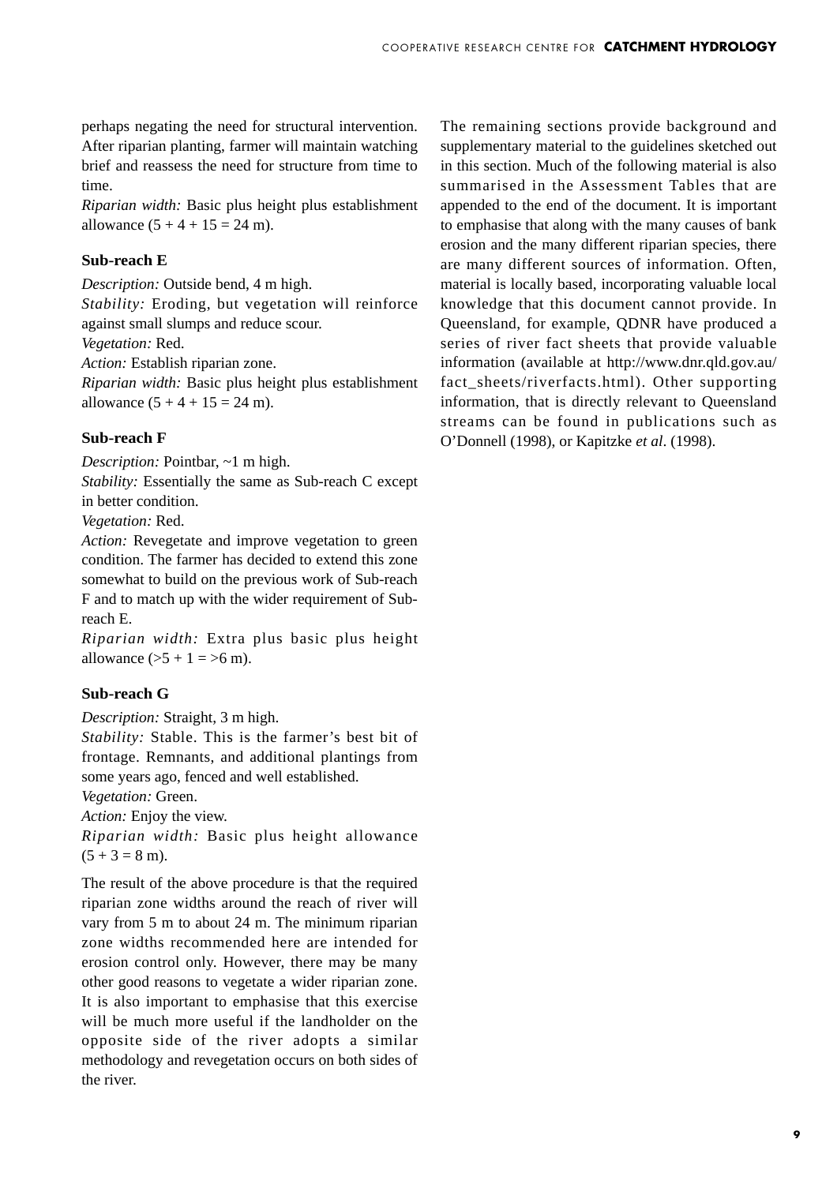perhaps negating the need for structural intervention. After riparian planting, farmer will maintain watching brief and reassess the need for structure from time to time.

*Riparian width:* Basic plus height plus establishment allowance (5 + 4 + 15 = 24 m).

### Sub-reach E

*Description:* Outside bend, 4 m high.

*Stability:* Eroding, but vegetation will reinforce against small slumps and reduce scour.

*Vegetation:* Red.

*Action:* Establish riparian zone.

*Riparian width:* Basic plus height plus establishment allowance (5 + 4 + 15 = 24 m).

### Sub-reach F

*Description:* Pointbar, ~1 m high.

*Stability:* Essentially the same as Sub-reach C except in better condition.

*Vegetation:* Red.

*Action:* Revegetate and improve vegetation to green condition. The farmer has decided to extend this zone somewhat to build on the previous work of Sub-reach F and to match up with the wider requirement of Sub-reach E.

*Riparian width:* Extra plus basic plus height allowance (>5 + 1 = >6 m).

### Sub-reach G

*Description:* Straight, 3 m high.

*Stability:* Stable. This is the farmer's best bit of frontage. Remnants, and additional plantings from some years ago, fenced and well established.

*Vegetation:* Green.

*Action:* Enjoy the view.

*Riparian width:* Basic plus height allowance (5 + 3 = 8 m).

The result of the above procedure is that the required riparian zone widths around the reach of river will vary from 5 m to about 24 m. The minimum riparian zone widths recommended here are intended for erosion control only. However, there may be many other good reasons to vegetate a wider riparian zone. It is also important to emphasise that this exercise will be much more useful if the landholder on the opposite side of the river adopts a similar methodology and revegetation occurs on both sides of the river.

The remaining sections provide background and supplementary material to the guidelines sketched out in this section. Much of the following material is also summarised in the Assessment Tables that are appended to the end of the document. It is important to emphasise that along with the many causes of bank erosion and the many different riparian species, there are many different sources of information. Often, material is locally based, incorporating valuable local knowledge that this document cannot provide. In Queensland, for example, QDNR have produced a series of river fact sheets that provide valuable information (available at http://www.dnr.qld.gov.au/fact_sheets/riverfacts.html). Other supporting information, that is directly relevant to Queensland streams can be found in publications such as O'Donnell (1998), or Kapitzke *et al*. (1998).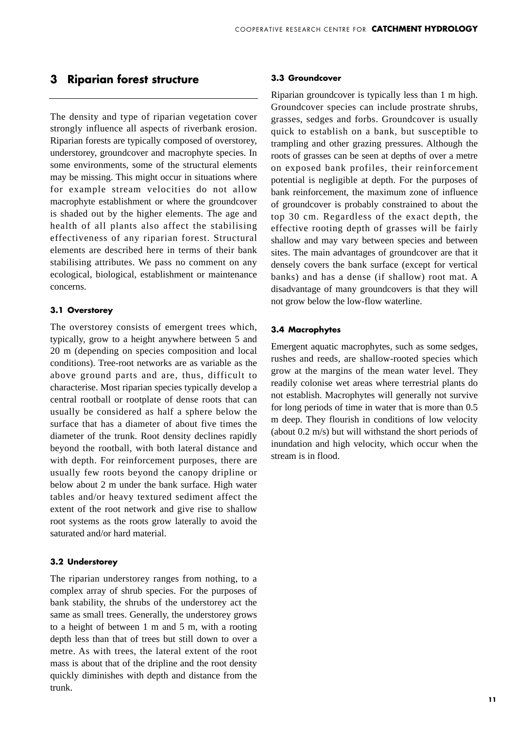# 3 Riparian forest structure

The density and type of riparian vegetation cover strongly influence all aspects of riverbank erosion. Riparian forests are typically composed of overstorey, understorey, groundcover and macrophyte species. In some environments, some of the structural elements may be missing. This might occur in situations where for example stream velocities do not allow macrophyte establishment or where the groundcover is shaded out by the higher elements. The age and health of all plants also affect the stabilising effectiveness of any riparian forest. Structural elements are described here in terms of their bank stabilising attributes. We pass no comment on any ecological, biological, establishment or maintenance concerns.

### 3.1 Overstorey

The overstorey consists of emergent trees which, typically, grow to a height anywhere between 5 and 20 m (depending on species composition and local conditions). Tree-root networks are as variable as the above ground parts and are, thus, difficult to characterise. Most riparian species typically develop a central rootball or rootplate of dense roots that can usually be considered as half a sphere below the surface that has a diameter of about five times the diameter of the trunk. Root density declines rapidly beyond the rootball, with both lateral distance and with depth. For reinforcement purposes, there are usually few roots beyond the canopy dripline or below about 2 m under the bank surface. High water tables and/or heavy textured sediment affect the extent of the root network and give rise to shallow root systems as the roots grow laterally to avoid the saturated and/or hard material.

### 3.2 Understorey

The riparian understorey ranges from nothing, to a complex array of shrub species. For the purposes of bank stability, the shrubs of the understorey act the same as small trees. Generally, the understorey grows to a height of between 1 m and 5 m, with a rooting depth less than that of trees but still down to over a metre. As with trees, the lateral extent of the root mass is about that of the dripline and the root density quickly diminishes with depth and distance from the trunk.

### 3.3 Groundcover

Riparian groundcover is typically less than 1 m high. Groundcover species can include prostrate shrubs, grasses, sedges and forbs. Groundcover is usually quick to establish on a bank, but susceptible to trampling and other grazing pressures. Although the roots of grasses can be seen at depths of over a metre on exposed bank profiles, their reinforcement potential is negligible at depth. For the purposes of bank reinforcement, the maximum zone of influence of groundcover is probably constrained to about the top 30 cm. Regardless of the exact depth, the effective rooting depth of grasses will be fairly shallow and may vary between species and between sites. The main advantages of groundcover are that it densely covers the bank surface (except for vertical banks) and has a dense (if shallow) root mat. A disadvantage of many groundcovers is that they will not grow below the low-flow waterline.

### 3.4 Macrophytes

Emergent aquatic macrophytes, such as some sedges, rushes and reeds, are shallow-rooted species which grow at the margins of the mean water level. They readily colonise wet areas where terrestrial plants do not establish. Macrophytes will generally not survive for long periods of time in water that is more than 0.5 m deep. They flourish in conditions of low velocity (about 0.2 m/s) but will withstand the short periods of inundation and high velocity, which occur when the stream is in flood.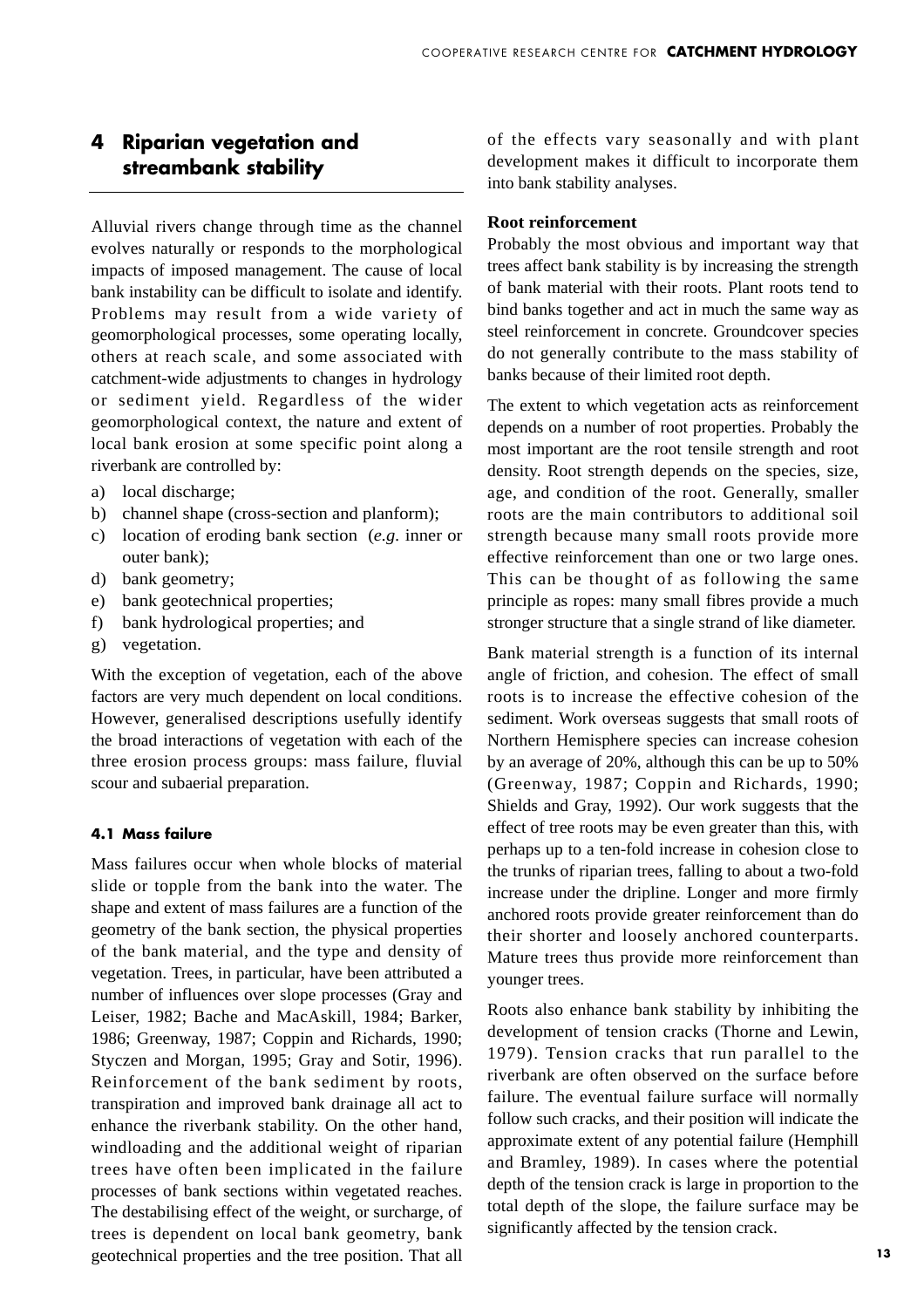# 4 Riparian vegetation and streambank stability

Alluvial rivers change through time as the channel evolves naturally or responds to the morphological impacts of imposed management. The cause of local bank instability can be difficult to isolate and identify. Problems may result from a wide variety of geomorphological processes, some operating locally, others at reach scale, and some associated with catchment-wide adjustments to changes in hydrology or sediment yield. Regardless of the wider geomorphological context, the nature and extent of local bank erosion at some specific point along a riverbank are controlled by:

a) local discharge;
b) channel shape (cross-section and planform);
c) location of eroding bank section (*e.g.* inner or outer bank);
d) bank geometry;
e) bank geotechnical properties;
f) bank hydrological properties; and
g) vegetation.

With the exception of vegetation, each of the above factors are very much dependent on local conditions. However, generalised descriptions usefully identify the broad interactions of vegetation with each of the three erosion process groups: mass failure, fluvial scour and subaerial preparation.

### 4.1 Mass failure

Mass failures occur when whole blocks of material slide or topple from the bank into the water. The shape and extent of mass failures are a function of the geometry of the bank section, the physical properties of the bank material, and the type and density of vegetation. Trees, in particular, have been attributed a number of influences over slope processes (Gray and Leiser, 1982; Bache and MacAskill, 1984; Barker, 1986; Greenway, 1987; Coppin and Richards, 1990; Styczen and Morgan, 1995; Gray and Sotir, 1996). Reinforcement of the bank sediment by roots, transpiration and improved bank drainage all act to enhance the riverbank stability. On the other hand, windloading and the additional weight of riparian trees have often been implicated in the failure processes of bank sections within vegetated reaches. The destabilising effect of the weight, or surcharge, of trees is dependent on local bank geometry, bank geotechnical properties and the tree position. That all of the effects vary seasonally and with plant development makes it difficult to incorporate them into bank stability analyses.

**Root reinforcement**

Probably the most obvious and important way that trees affect bank stability is by increasing the strength of bank material with their roots. Plant roots tend to bind banks together and act in much the same way as steel reinforcement in concrete. Groundcover species do not generally contribute to the mass stability of banks because of their limited root depth.

The extent to which vegetation acts as reinforcement depends on a number of root properties. Probably the most important are the root tensile strength and root density. Root strength depends on the species, size, age, and condition of the root. Generally, smaller roots are the main contributors to additional soil strength because many small roots provide more effective reinforcement than one or two large ones. This can be thought of as following the same principle as ropes: many small fibres provide a much stronger structure that a single strand of like diameter.

Bank material strength is a function of its internal angle of friction, and cohesion. The effect of small roots is to increase the effective cohesion of the sediment. Work overseas suggests that small roots of Northern Hemisphere species can increase cohesion by an average of 20%, although this can be up to 50% (Greenway, 1987; Coppin and Richards, 1990; Shields and Gray, 1992). Our work suggests that the effect of tree roots may be even greater than this, with perhaps up to a ten-fold increase in cohesion close to the trunks of riparian trees, falling to about a two-fold increase under the dripline. Longer and more firmly anchored roots provide greater reinforcement than do their shorter and loosely anchored counterparts. Mature trees thus provide more reinforcement than younger trees.

Roots also enhance bank stability by inhibiting the development of tension cracks (Thorne and Lewin, 1979). Tension cracks that run parallel to the riverbank are often observed on the surface before failure. The eventual failure surface will normally follow such cracks, and their position will indicate the approximate extent of any potential failure (Hemphill and Bramley, 1989). In cases where the potential depth of the tension crack is large in proportion to the total depth of the slope, the failure surface may be significantly affected by the tension crack.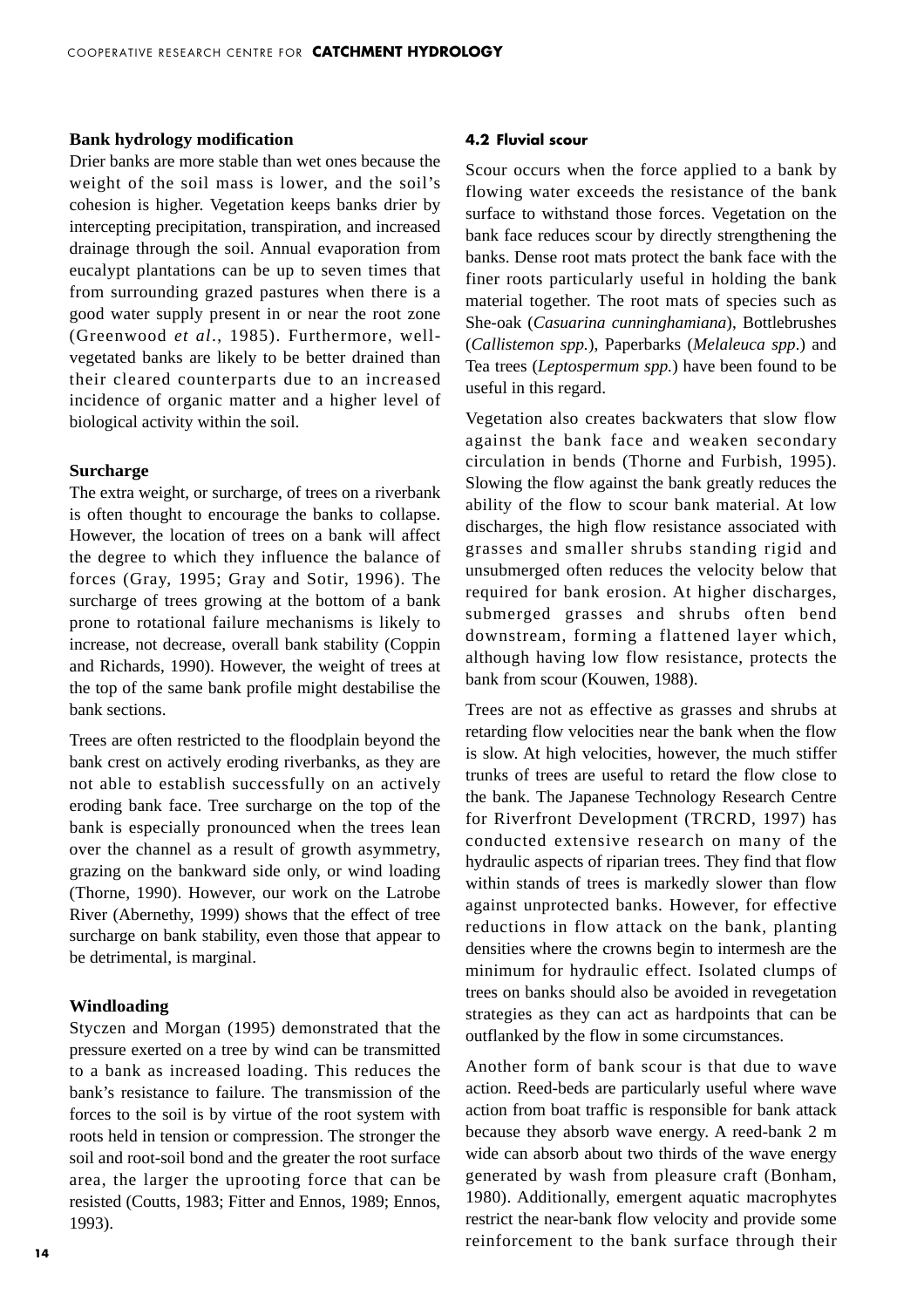### Bank hydrology modification

Drier banks are more stable than wet ones because the weight of the soil mass is lower, and the soil's cohesion is higher. Vegetation keeps banks drier by intercepting precipitation, transpiration, and increased drainage through the soil. Annual evaporation from eucalypt plantations can be up to seven times that from surrounding grazed pastures when there is a good water supply present in or near the root zone (Greenwood *et al.*, 1985). Furthermore, well-vegetated banks are likely to be better drained than their cleared counterparts due to an increased incidence of organic matter and a higher level of biological activity within the soil.

### Surcharge

The extra weight, or surcharge, of trees on a riverbank is often thought to encourage the banks to collapse. However, the location of trees on a bank will affect the degree to which they influence the balance of forces (Gray, 1995; Gray and Sotir, 1996). The surcharge of trees growing at the bottom of a bank prone to rotational failure mechanisms is likely to increase, not decrease, overall bank stability (Coppin and Richards, 1990). However, the weight of trees at the top of the same bank profile might destabilise the bank sections.

Trees are often restricted to the floodplain beyond the bank crest on actively eroding riverbanks, as they are not able to establish successfully on an actively eroding bank face. Tree surcharge on the top of the bank is especially pronounced when the trees lean over the channel as a result of growth asymmetry, grazing on the bankward side only, or wind loading (Thorne, 1990). However, our work on the Latrobe River (Abernethy, 1999) shows that the effect of tree surcharge on bank stability, even those that appear to be detrimental, is marginal.

### Windloading

Styczen and Morgan (1995) demonstrated that the pressure exerted on a tree by wind can be transmitted to a bank as increased loading. This reduces the bank's resistance to failure. The transmission of the forces to the soil is by virtue of the root system with roots held in tension or compression. The stronger the soil and root-soil bond and the greater the root surface area, the larger the uprooting force that can be resisted (Coutts, 1983; Fitter and Ennos, 1989; Ennos, 1993).

## 4.2 Fluvial scour

Scour occurs when the force applied to a bank by flowing water exceeds the resistance of the bank surface to withstand those forces. Vegetation on the bank face reduces scour by directly strengthening the banks. Dense root mats protect the bank face with the finer roots particularly useful in holding the bank material together. The root mats of species such as She-oak (*Casuarina cunninghamiana*), Bottlebrushes (*Callistemon spp.*), Paperbarks (*Melaleuca spp.*) and Tea trees (*Leptospermum spp.*) have been found to be useful in this regard.

Vegetation also creates backwaters that slow flow against the bank face and weaken secondary circulation in bends (Thorne and Furbish, 1995). Slowing the flow against the bank greatly reduces the ability of the flow to scour bank material. At low discharges, the high flow resistance associated with grasses and smaller shrubs standing rigid and unsubmerged often reduces the velocity below that required for bank erosion. At higher discharges, submerged grasses and shrubs often bend downstream, forming a flattened layer which, although having low flow resistance, protects the bank from scour (Kouwen, 1988).

Trees are not as effective as grasses and shrubs at retarding flow velocities near the bank when the flow is slow. At high velocities, however, the much stiffer trunks of trees are useful to retard the flow close to the bank. The Japanese Technology Research Centre for Riverfront Development (TRCRD, 1997) has conducted extensive research on many of the hydraulic aspects of riparian trees. They find that flow within stands of trees is markedly slower than flow against unprotected banks. However, for effective reductions in flow attack on the bank, planting densities where the crowns begin to intermesh are the minimum for hydraulic effect. Isolated clumps of trees on banks should also be avoided in revegetation strategies as they can act as hardpoints that can be outflanked by the flow in some circumstances.

Another form of bank scour is that due to wave action. Reed-beds are particularly useful where wave action from boat traffic is responsible for bank attack because they absorb wave energy. A reed-bank 2 m wide can absorb about two thirds of the wave energy generated by wash from pleasure craft (Bonham, 1980). Additionally, emergent aquatic macrophytes restrict the near-bank flow velocity and provide some reinforcement to the bank surface through their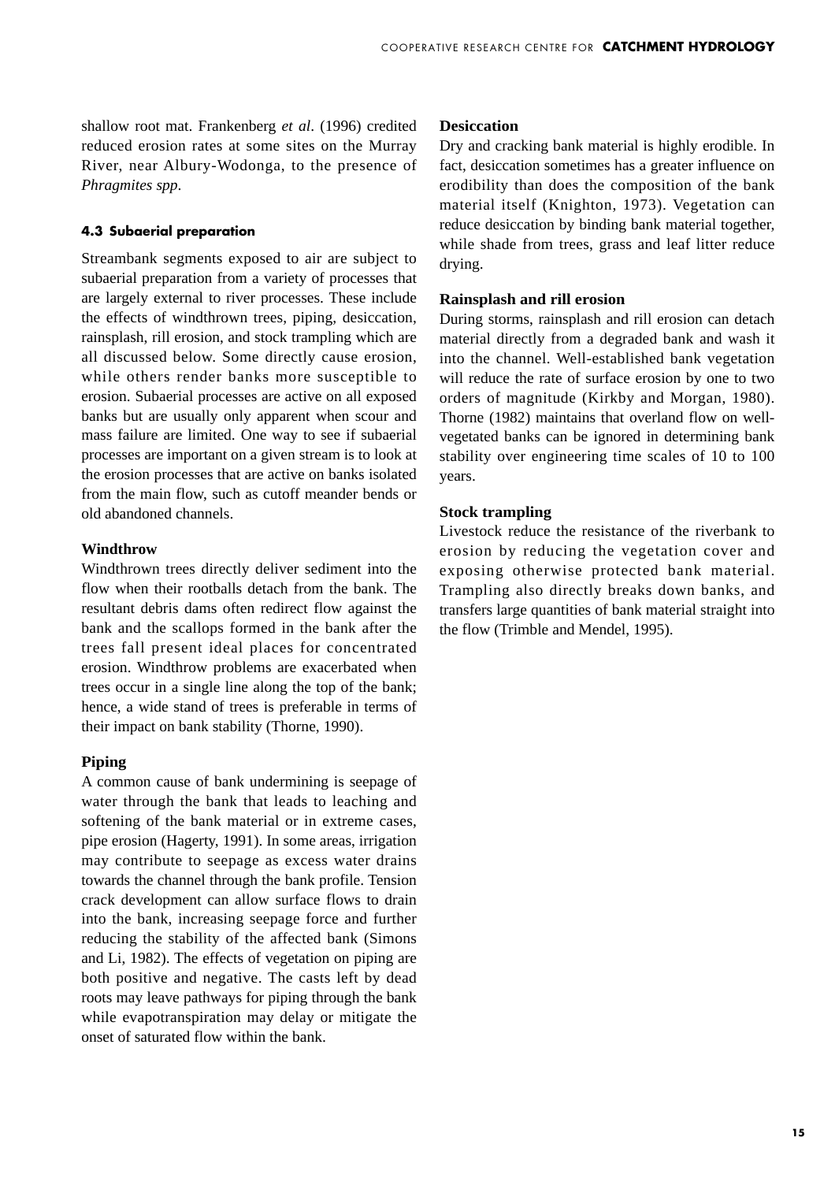shallow root mat. Frankenberg *et al*. (1996) credited reduced erosion rates at some sites on the Murray River, near Albury-Wodonga, to the presence of *Phragmites spp*.

### 4.3 Subaerial preparation

Streambank segments exposed to air are subject to subaerial preparation from a variety of processes that are largely external to river processes. These include the effects of windthrown trees, piping, desiccation, rainsplash, rill erosion, and stock trampling which are all discussed below. Some directly cause erosion, while others render banks more susceptible to erosion. Subaerial processes are active on all exposed banks but are usually only apparent when scour and mass failure are limited. One way to see if subaerial processes are important on a given stream is to look at the erosion processes that are active on banks isolated from the main flow, such as cutoff meander bends or old abandoned channels.

**Windthrow**

Windthrown trees directly deliver sediment into the flow when their rootballs detach from the bank. The resultant debris dams often redirect flow against the bank and the scallops formed in the bank after the trees fall present ideal places for concentrated erosion. Windthrow problems are exacerbated when trees occur in a single line along the top of the bank; hence, a wide stand of trees is preferable in terms of their impact on bank stability (Thorne, 1990).

**Piping**

A common cause of bank undermining is seepage of water through the bank that leads to leaching and softening of the bank material or in extreme cases, pipe erosion (Hagerty, 1991). In some areas, irrigation may contribute to seepage as excess water drains towards the channel through the bank profile. Tension crack development can allow surface flows to drain into the bank, increasing seepage force and further reducing the stability of the affected bank (Simons and Li, 1982). The effects of vegetation on piping are both positive and negative. The casts left by dead roots may leave pathways for piping through the bank while evapotranspiration may delay or mitigate the onset of saturated flow within the bank.

**Desiccation**

Dry and cracking bank material is highly erodible. In fact, desiccation sometimes has a greater influence on erodibility than does the composition of the bank material itself (Knighton, 1973). Vegetation can reduce desiccation by binding bank material together, while shade from trees, grass and leaf litter reduce drying.

**Rainsplash and rill erosion**

During storms, rainsplash and rill erosion can detach material directly from a degraded bank and wash it into the channel. Well-established bank vegetation will reduce the rate of surface erosion by one to two orders of magnitude (Kirkby and Morgan, 1980). Thorne (1982) maintains that overland flow on well-vegetated banks can be ignored in determining bank stability over engineering time scales of 10 to 100 years.

**Stock trampling**

Livestock reduce the resistance of the riverbank to erosion by reducing the vegetation cover and exposing otherwise protected bank material. Trampling also directly breaks down banks, and transfers large quantities of bank material straight into the flow (Trimble and Mendel, 1995).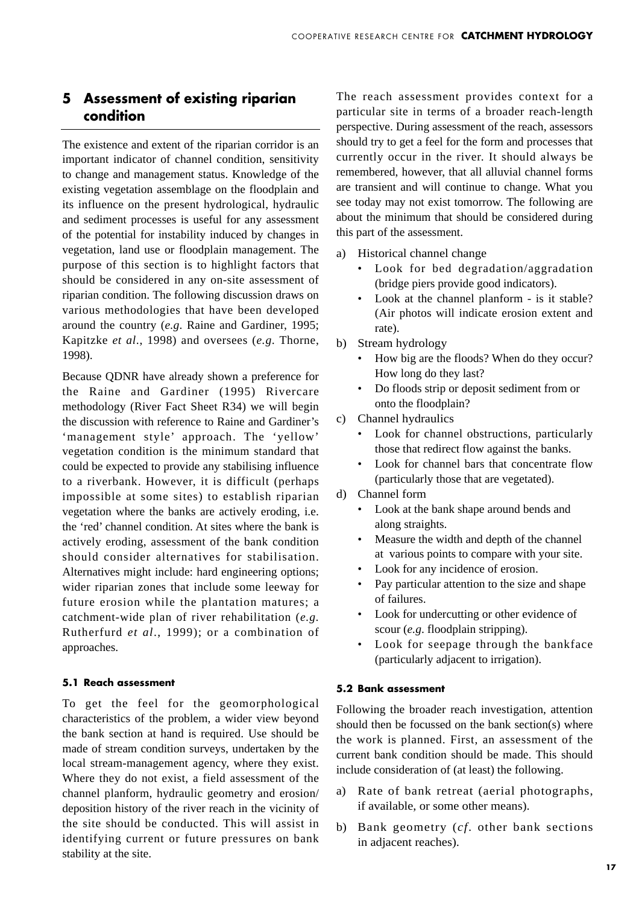## 5 Assessment of existing riparian condition

The existence and extent of the riparian corridor is an important indicator of channel condition, sensitivity to change and management status. Knowledge of the existing vegetation assemblage on the floodplain and its influence on the present hydrological, hydraulic and sediment processes is useful for any assessment of the potential for instability induced by changes in vegetation, land use or floodplain management. The purpose of this section is to highlight factors that should be considered in any on-site assessment of riparian condition. The following discussion draws on various methodologies that have been developed around the country (*e.g*. Raine and Gardiner, 1995; Kapitzke *et al*., 1998) and oversees (*e.g*. Thorne, 1998).

Because QDNR have already shown a preference for the Raine and Gardiner (1995) Rivercare methodology (River Fact Sheet R34) we will begin the discussion with reference to Raine and Gardiner's 'management style' approach. The 'yellow' vegetation condition is the minimum standard that could be expected to provide any stabilising influence to a riverbank. However, it is difficult (perhaps impossible at some sites) to establish riparian vegetation where the banks are actively eroding, i.e. the 'red' channel condition. At sites where the bank is actively eroding, assessment of the bank condition should consider alternatives for stabilisation. Alternatives might include: hard engineering options; wider riparian zones that include some leeway for future erosion while the plantation matures; a catchment-wide plan of river rehabilitation (*e.g*. Rutherfurd *et al*., 1999); or a combination of approaches.

### 5.1 Reach assessment

To get the feel for the geomorphological characteristics of the problem, a wider view beyond the bank section at hand is required. Use should be made of stream condition surveys, undertaken by the local stream-management agency, where they exist. Where they do not exist, a field assessment of the channel planform, hydraulic geometry and erosion/deposition history of the river reach in the vicinity of the site should be conducted. This will assist in identifying current or future pressures on bank stability at the site.

The reach assessment provides context for a particular site in terms of a broader reach-length perspective. During assessment of the reach, assessors should try to get a feel for the form and processes that currently occur in the river. It should always be remembered, however, that all alluvial channel forms are transient and will continue to change. What you see today may not exist tomorrow. The following are about the minimum that should be considered during this part of the assessment.

a) Historical channel change
   - Look for bed degradation/aggradation (bridge piers provide good indicators).
   - Look at the channel planform - is it stable? (Air photos will indicate erosion extent and rate).
b) Stream hydrology
   - How big are the floods? When do they occur? How long do they last?
   - Do floods strip or deposit sediment from or onto the floodplain?
c) Channel hydraulics
   - Look for channel obstructions, particularly those that redirect flow against the banks.
   - Look for channel bars that concentrate flow (particularly those that are vegetated).
d) Channel form
   - Look at the bank shape around bends and along straights.
   - Measure the width and depth of the channel at various points to compare with your site.
   - Look for any incidence of erosion.
   - Pay particular attention to the size and shape of failures.
   - Look for undercutting or other evidence of scour (*e.g*. floodplain stripping).
   - Look for seepage through the bankface (particularly adjacent to irrigation).

### 5.2 Bank assessment

Following the broader reach investigation, attention should then be focussed on the bank section(s) where the work is planned. First, an assessment of the current bank condition should be made. This should include consideration of (at least) the following.

a) Rate of bank retreat (aerial photographs, if available, or some other means).
b) Bank geometry (*cf*. other bank sections in adjacent reaches).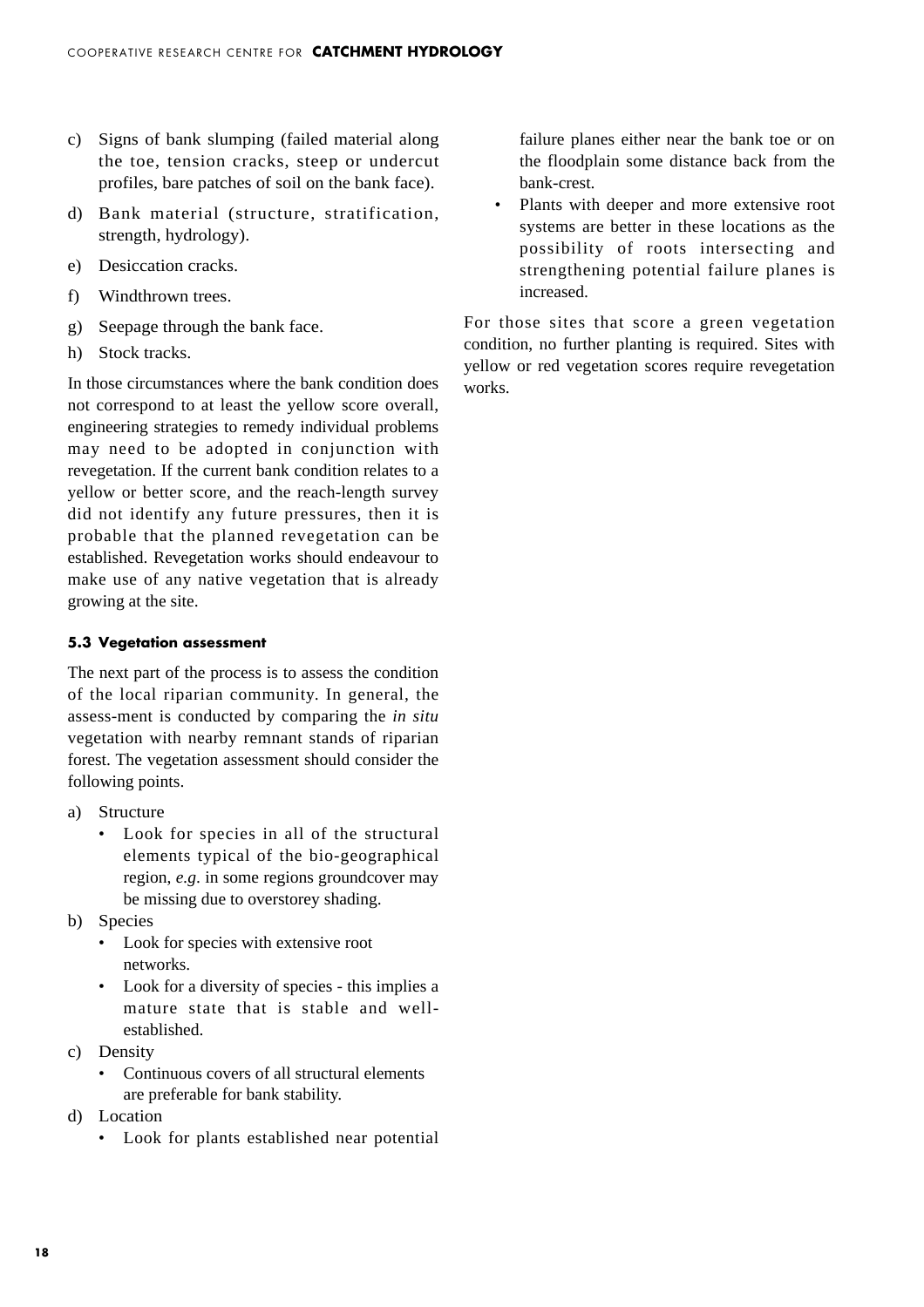c) Signs of bank slumping (failed material along the toe, tension cracks, steep or undercut profiles, bare patches of soil on the bank face).

d) Bank material (structure, stratification, strength, hydrology).

e) Desiccation cracks.

f) Windthrown trees.

g) Seepage through the bank face.

h) Stock tracks.

In those circumstances where the bank condition does not correspond to at least the yellow score overall, engineering strategies to remedy individual problems may need to be adopted in conjunction with revegetation. If the current bank condition relates to a yellow or better score, and the reach-length survey did not identify any future pressures, then it is probable that the planned revegetation can be established. Revegetation works should endeavour to make use of any native vegetation that is already growing at the site.

#### 5.3 Vegetation assessment

The next part of the process is to assess the condition of the local riparian community. In general, the assess-ment is conducted by comparing the *in situ* vegetation with nearby remnant stands of riparian forest. The vegetation assessment should consider the following points.

a) Structure
   - Look for species in all of the structural elements typical of the bio-geographical region, *e.g.* in some regions groundcover may be missing due to overstorey shading.

b) Species
   - Look for species with extensive root networks.
   - Look for a diversity of species - this implies a mature state that is stable and well-established.

c) Density
   - Continuous covers of all structural elements are preferable for bank stability.

d) Location
   - Look for plants established near potential failure planes either near the bank toe or on the floodplain some distance back from the bank-crest.
   - Plants with deeper and more extensive root systems are better in these locations as the possibility of roots intersecting and strengthening potential failure planes is increased.

For those sites that score a green vegetation condition, no further planting is required. Sites with yellow or red vegetation scores require revegetation works.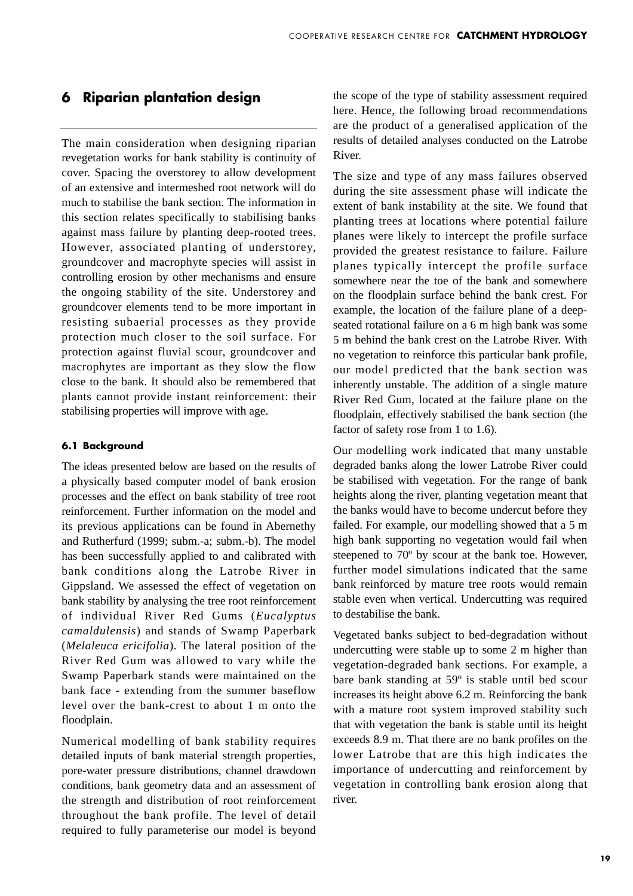# 6 Riparian plantation design

The main consideration when designing riparian revegetation works for bank stability is continuity of cover. Spacing the overstorey to allow development of an extensive and intermeshed root network will do much to stabilise the bank section. The information in this section relates specifically to stabilising banks against mass failure by planting deep-rooted trees. However, associated planting of understorey, groundcover and macrophyte species will assist in controlling erosion by other mechanisms and ensure the ongoing stability of the site. Understorey and groundcover elements tend to be more important in resisting subaerial processes as they provide protection much closer to the soil surface. For protection against fluvial scour, groundcover and macrophytes are important as they slow the flow close to the bank. It should also be remembered that plants cannot provide instant reinforcement: their stabilising properties will improve with age.

## 6.1 Background

The ideas presented below are based on the results of a physically based computer model of bank erosion processes and the effect on bank stability of tree root reinforcement. Further information on the model and its previous applications can be found in Abernethy and Rutherfurd (1999; subm.-a; subm.-b). The model has been successfully applied to and calibrated with bank conditions along the Latrobe River in Gippsland. We assessed the effect of vegetation on bank stability by analysing the tree root reinforcement of individual River Red Gums (*Eucalyptus camaldulensis*) and stands of Swamp Paperbark (*Melaleuca ericifolia*). The lateral position of the River Red Gum was allowed to vary while the Swamp Paperbark stands were maintained on the bank face - extending from the summer baseflow level over the bank-crest to about 1 m onto the floodplain.

Numerical modelling of bank stability requires detailed inputs of bank material strength properties, pore-water pressure distributions, channel drawdown conditions, bank geometry data and an assessment of the strength and distribution of root reinforcement throughout the bank profile. The level of detail required to fully parameterise our model is beyond the scope of the type of stability assessment required here. Hence, the following broad recommendations are the product of a generalised application of the results of detailed analyses conducted on the Latrobe River.

The size and type of any mass failures observed during the site assessment phase will indicate the extent of bank instability at the site. We found that planting trees at locations where potential failure planes were likely to intercept the profile surface provided the greatest resistance to failure. Failure planes typically intercept the profile surface somewhere near the toe of the bank and somewhere on the floodplain surface behind the bank crest. For example, the location of the failure plane of a deep-seated rotational failure on a 6 m high bank was some 5 m behind the bank crest on the Latrobe River. With no vegetation to reinforce this particular bank profile, our model predicted that the bank section was inherently unstable. The addition of a single mature River Red Gum, located at the failure plane on the floodplain, effectively stabilised the bank section (the factor of safety rose from 1 to 1.6).

Our modelling work indicated that many unstable degraded banks along the lower Latrobe River could be stabilised with vegetation. For the range of bank heights along the river, planting vegetation meant that the banks would have to become undercut before they failed. For example, our modelling showed that a 5 m high bank supporting no vegetation would fail when steepened to 70º by scour at the bank toe. However, further model simulations indicated that the same bank reinforced by mature tree roots would remain stable even when vertical. Undercutting was required to destabilise the bank.

Vegetated banks subject to bed-degradation without undercutting were stable up to some 2 m higher than vegetation-degraded bank sections. For example, a bare bank standing at 59º is stable until bed scour increases its height above 6.2 m. Reinforcing the bank with a mature root system improved stability such that with vegetation the bank is stable until its height exceeds 8.9 m. That there are no bank profiles on the lower Latrobe that are this high indicates the importance of undercutting and reinforcement by vegetation in controlling bank erosion along that river.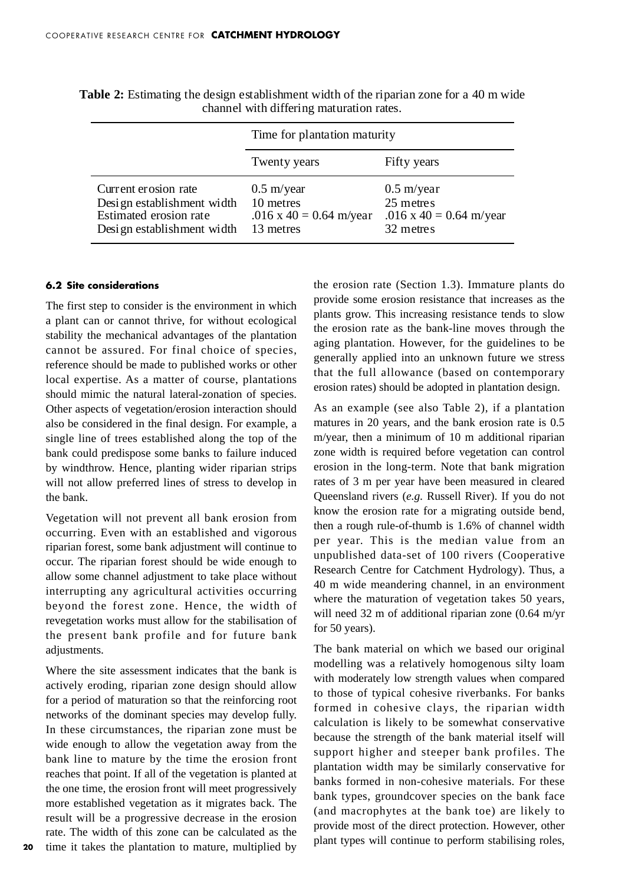**Table 2:** Estimating the design establishment width of the riparian zone for a 40 m wide channel with differing maturation rates.

| | Time for plantation maturity | |
|---|---|---|
| | Twenty years | Fifty years |
| Current erosion rate | 0.5 m/year | 0.5 m/year |
| Design establishment width | 10 metres | 25 metres |
| Estimated erosion rate | .016 x 40 = 0.64 m/year | .016 x 40 = 0.64 m/year |
| Design establishment width | 13 metres | 32 metres |

#### 6.2 Site considerations

The first step to consider is the environment in which a plant can or cannot thrive, for without ecological stability the mechanical advantages of the plantation cannot be assured. For final choice of species, reference should be made to published works or other local expertise. As a matter of course, plantations should mimic the natural lateral-zonation of species. Other aspects of vegetation/erosion interaction should also be considered in the final design. For example, a single line of trees established along the top of the bank could predispose some banks to failure induced by windthrow. Hence, planting wider riparian strips will not allow preferred lines of stress to develop in the bank.

Vegetation will not prevent all bank erosion from occurring. Even with an established and vigorous riparian forest, some bank adjustment will continue to occur. The riparian forest should be wide enough to allow some channel adjustment to take place without interrupting any agricultural activities occurring beyond the forest zone. Hence, the width of revegetation works must allow for the stabilisation of the present bank profile and for future bank adjustments.

Where the site assessment indicates that the bank is actively eroding, riparian zone design should allow for a period of maturation so that the reinforcing root networks of the dominant species may develop fully. In these circumstances, the riparian zone must be wide enough to allow the vegetation away from the bank line to mature by the time the erosion front reaches that point. If all of the vegetation is planted at the one time, the erosion front will meet progressively more established vegetation as it migrates back. The result will be a progressive decrease in the erosion rate. The width of this zone can be calculated as the time it takes the plantation to mature, multiplied by the erosion rate (Section 1.3). Immature plants do provide some erosion resistance that increases as the plants grow. This increasing resistance tends to slow the erosion rate as the bank-line moves through the aging plantation. However, for the guidelines to be generally applied into an unknown future we stress that the full allowance (based on contemporary erosion rates) should be adopted in plantation design.

As an example (see also Table 2), if a plantation matures in 20 years, and the bank erosion rate is 0.5 m/year, then a minimum of 10 m additional riparian zone width is required before vegetation can control erosion in the long-term. Note that bank migration rates of 3 m per year have been measured in cleared Queensland rivers (*e.g.* Russell River). If you do not know the erosion rate for a migrating outside bend, then a rough rule-of-thumb is 1.6% of channel width per year. This is the median value from an unpublished data-set of 100 rivers (Cooperative Research Centre for Catchment Hydrology). Thus, a 40 m wide meandering channel, in an environment where the maturation of vegetation takes 50 years, will need 32 m of additional riparian zone (0.64 m/yr for 50 years).

The bank material on which we based our original modelling was a relatively homogenous silty loam with moderately low strength values when compared to those of typical cohesive riverbanks. For banks formed in cohesive clays, the riparian width calculation is likely to be somewhat conservative because the strength of the bank material itself will support higher and steeper bank profiles. The plantation width may be similarly conservative for banks formed in non-cohesive materials. For these bank types, groundcover species on the bank face (and macrophytes at the bank toe) are likely to provide most of the direct protection. However, other plant types will continue to perform stabilising roles,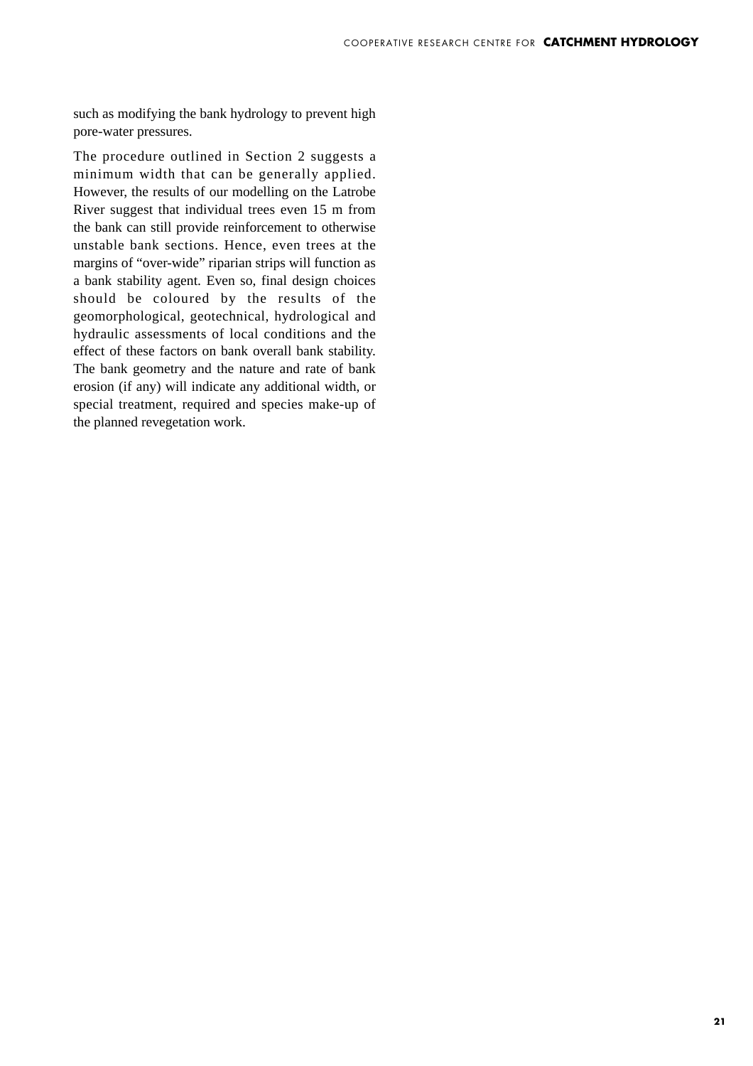such as modifying the bank hydrology to prevent high pore-water pressures.

The procedure outlined in Section 2 suggests a minimum width that can be generally applied. However, the results of our modelling on the Latrobe River suggest that individual trees even 15 m from the bank can still provide reinforcement to otherwise unstable bank sections. Hence, even trees at the margins of "over-wide" riparian strips will function as a bank stability agent. Even so, final design choices should be coloured by the results of the geomorphological, geotechnical, hydrological and hydraulic assessments of local conditions and the effect of these factors on bank overall bank stability. The bank geometry and the nature and rate of bank erosion (if any) will indicate any additional width, or special treatment, required and species make-up of the planned revegetation work.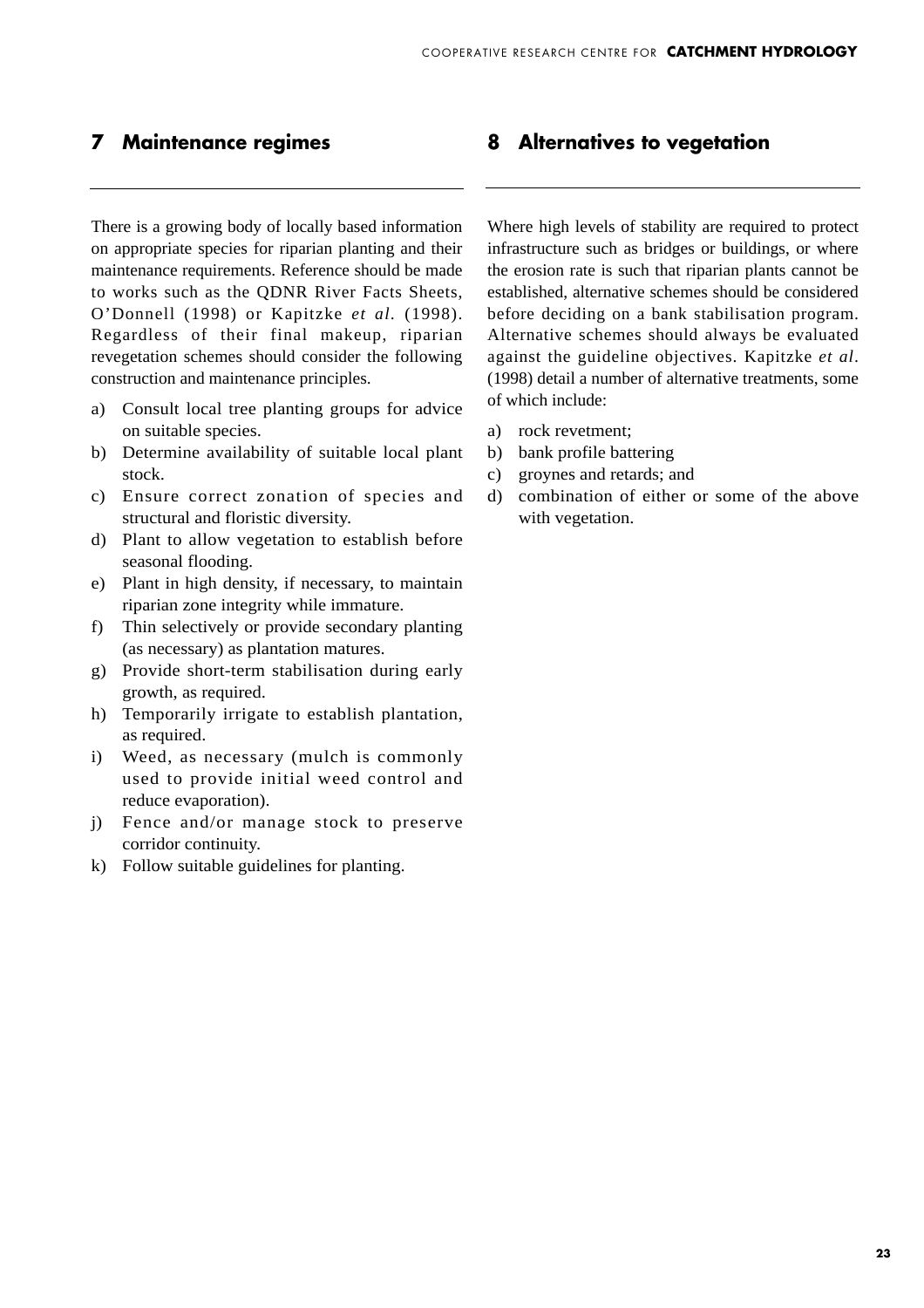## 7 Maintenance regimes

There is a growing body of locally based information on appropriate species for riparian planting and their maintenance requirements. Reference should be made to works such as the QDNR River Facts Sheets, O'Donnell (1998) or Kapitzke *et al.* (1998). Regardless of their final makeup, riparian revegetation schemes should consider the following construction and maintenance principles.

a) Consult local tree planting groups for advice on suitable species.
b) Determine availability of suitable local plant stock.
c) Ensure correct zonation of species and structural and floristic diversity.
d) Plant to allow vegetation to establish before seasonal flooding.
e) Plant in high density, if necessary, to maintain riparian zone integrity while immature.
f) Thin selectively or provide secondary planting (as necessary) as plantation matures.
g) Provide short-term stabilisation during early growth, as required.
h) Temporarily irrigate to establish plantation, as required.
i) Weed, as necessary (mulch is commonly used to provide initial weed control and reduce evaporation).
j) Fence and/or manage stock to preserve corridor continuity.
k) Follow suitable guidelines for planting.

## 8 Alternatives to vegetation

Where high levels of stability are required to protect infrastructure such as bridges or buildings, or where the erosion rate is such that riparian plants cannot be established, alternative schemes should be considered before deciding on a bank stabilisation program. Alternative schemes should always be evaluated against the guideline objectives. Kapitzke *et al.* (1998) detail a number of alternative treatments, some of which include:

a) rock revetment;
b) bank profile battering
c) groynes and retards; and
d) combination of either or some of the above with vegetation.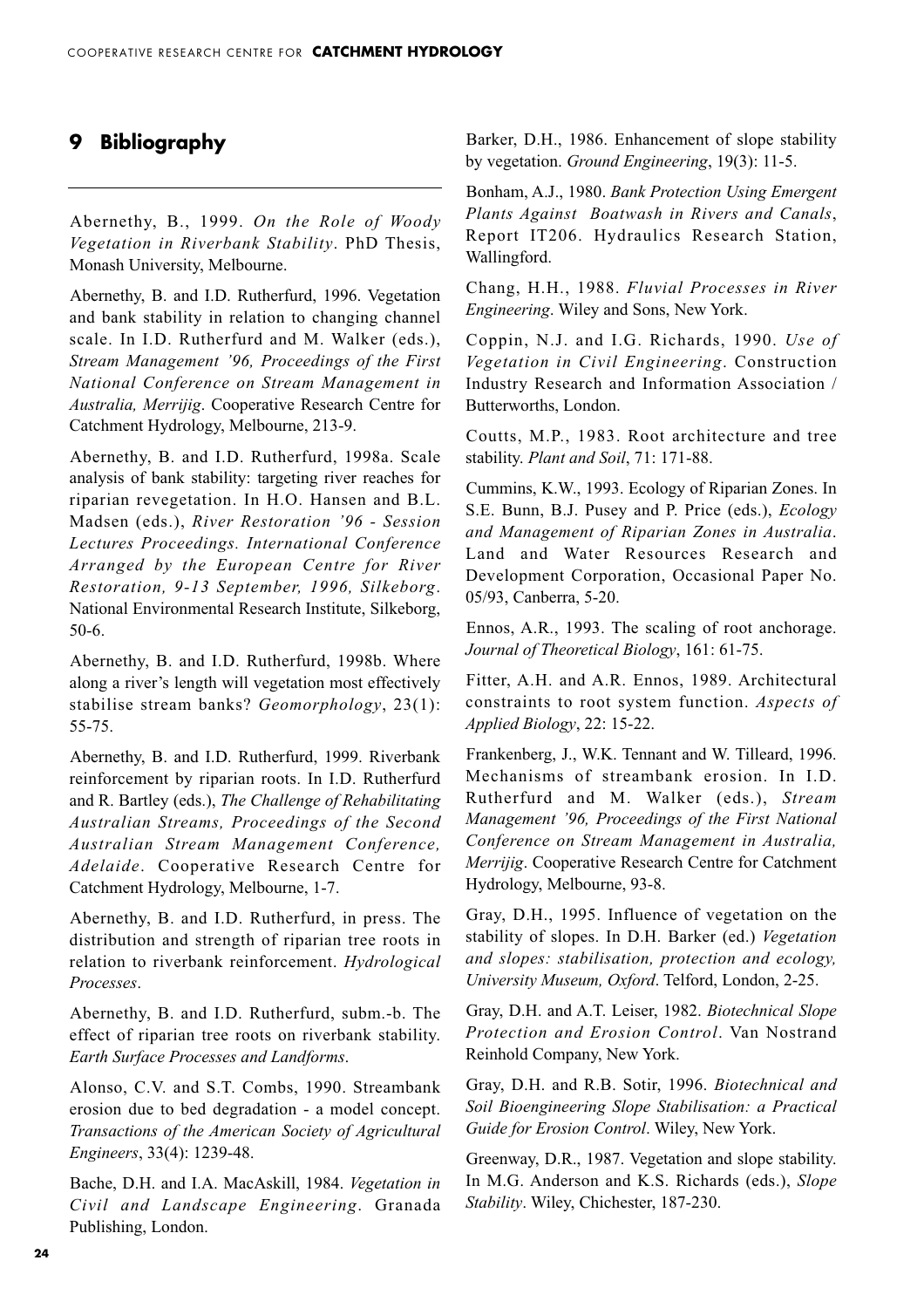# 9 Bibliography

Abernethy, B., 1999. *On the Role of Woody Vegetation in Riverbank Stability*. PhD Thesis, Monash University, Melbourne.

Abernethy, B. and I.D. Rutherfurd, 1996. Vegetation and bank stability in relation to changing channel scale. In I.D. Rutherfurd and M. Walker (eds.), *Stream Management '96, Proceedings of the First National Conference on Stream Management in Australia, Merrijig*. Cooperative Research Centre for Catchment Hydrology, Melbourne, 213-9.

Abernethy, B. and I.D. Rutherfurd, 1998a. Scale analysis of bank stability: targeting river reaches for riparian revegetation. In H.O. Hansen and B.L. Madsen (eds.), *River Restoration '96 - Session Lectures Proceedings. International Conference Arranged by the European Centre for River Restoration, 9-13 September, 1996, Silkeborg*. National Environmental Research Institute, Silkeborg, 50-6.

Abernethy, B. and I.D. Rutherfurd, 1998b. Where along a river's length will vegetation most effectively stabilise stream banks? *Geomorphology*, 23(1): 55-75.

Abernethy, B. and I.D. Rutherfurd, 1999. Riverbank reinforcement by riparian roots. In I.D. Rutherfurd and R. Bartley (eds.), *The Challenge of Rehabilitating Australian Streams, Proceedings of the Second Australian Stream Management Conference, Adelaide*. Cooperative Research Centre for Catchment Hydrology, Melbourne, 1-7.

Abernethy, B. and I.D. Rutherfurd, in press. The distribution and strength of riparian tree roots in relation to riverbank reinforcement. *Hydrological Processes*.

Abernethy, B. and I.D. Rutherfurd, subm.-b. The effect of riparian tree roots on riverbank stability. *Earth Surface Processes and Landforms*.

Alonso, C.V. and S.T. Combs, 1990. Streambank erosion due to bed degradation - a model concept. *Transactions of the American Society of Agricultural Engineers*, 33(4): 1239-48.

Bache, D.H. and I.A. MacAskill, 1984. *Vegetation in Civil and Landscape Engineering*. Granada Publishing, London.

Barker, D.H., 1986. Enhancement of slope stability by vegetation. *Ground Engineering*, 19(3): 11-5.

Bonham, A.J., 1980. *Bank Protection Using Emergent Plants Against Boatwash in Rivers and Canals*, Report IT206. Hydraulics Research Station, Wallingford.

Chang, H.H., 1988. *Fluvial Processes in River Engineering*. Wiley and Sons, New York.

Coppin, N.J. and I.G. Richards, 1990. *Use of Vegetation in Civil Engineering*. Construction Industry Research and Information Association / Butterworths, London.

Coutts, M.P., 1983. Root architecture and tree stability. *Plant and Soil*, 71: 171-88.

Cummins, K.W., 1993. Ecology of Riparian Zones. In S.E. Bunn, B.J. Pusey and P. Price (eds.), *Ecology and Management of Riparian Zones in Australia*. Land and Water Resources Research and Development Corporation, Occasional Paper No. 05/93, Canberra, 5-20.

Ennos, A.R., 1993. The scaling of root anchorage. *Journal of Theoretical Biology*, 161: 61-75.

Fitter, A.H. and A.R. Ennos, 1989. Architectural constraints to root system function. *Aspects of Applied Biology*, 22: 15-22.

Frankenberg, J., W.K. Tennant and W. Tilleard, 1996. Mechanisms of streambank erosion. In I.D. Rutherfurd and M. Walker (eds.), *Stream Management '96, Proceedings of the First National Conference on Stream Management in Australia, Merrijig*. Cooperative Research Centre for Catchment Hydrology, Melbourne, 93-8.

Gray, D.H., 1995. Influence of vegetation on the stability of slopes. In D.H. Barker (ed.) *Vegetation and slopes: stabilisation, protection and ecology, University Museum, Oxford*. Telford, London, 2-25.

Gray, D.H. and A.T. Leiser, 1982. *Biotechnical Slope Protection and Erosion Control*. Van Nostrand Reinhold Company, New York.

Gray, D.H. and R.B. Sotir, 1996. *Biotechnical and Soil Bioengineering Slope Stabilisation: a Practical Guide for Erosion Control*. Wiley, New York.

Greenway, D.R., 1987. Vegetation and slope stability. In M.G. Anderson and K.S. Richards (eds.), *Slope Stability*. Wiley, Chichester, 187-230.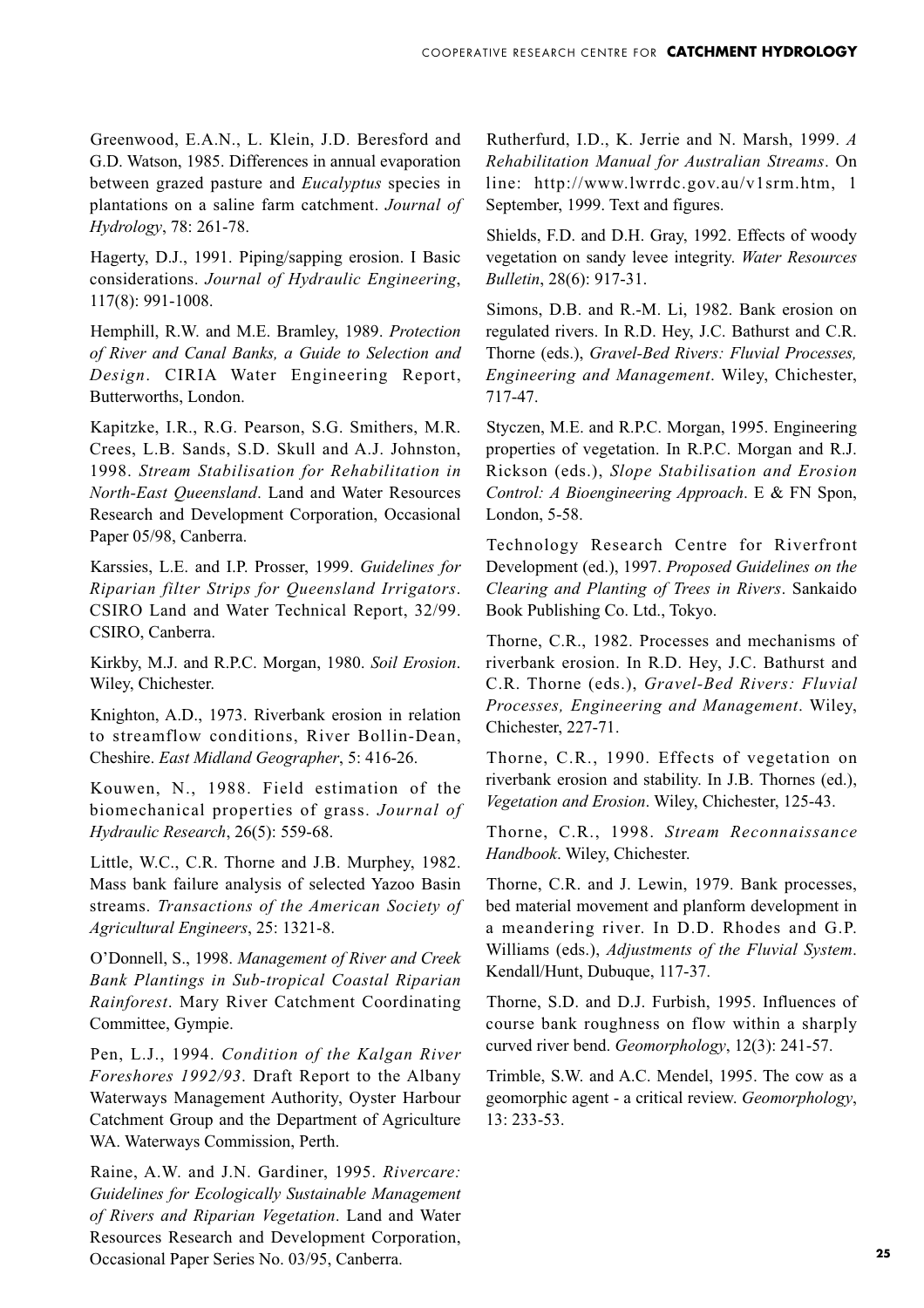Greenwood, E.A.N., L. Klein, J.D. Beresford and G.D. Watson, 1985. Differences in annual evaporation between grazed pasture and *Eucalyptus* species in plantations on a saline farm catchment. *Journal of Hydrology*, 78: 261-78.

Hagerty, D.J., 1991. Piping/sapping erosion. I Basic considerations. *Journal of Hydraulic Engineering*, 117(8): 991-1008.

Hemphill, R.W. and M.E. Bramley, 1989. *Protection of River and Canal Banks, a Guide to Selection and Design*. CIRIA Water Engineering Report, Butterworths, London.

Kapitzke, I.R., R.G. Pearson, S.G. Smithers, M.R. Crees, L.B. Sands, S.D. Skull and A.J. Johnston, 1998. *Stream Stabilisation for Rehabilitation in North-East Queensland*. Land and Water Resources Research and Development Corporation, Occasional Paper 05/98, Canberra.

Karssies, L.E. and I.P. Prosser, 1999. *Guidelines for Riparian filter Strips for Queensland Irrigators*. CSIRO Land and Water Technical Report, 32/99. CSIRO, Canberra.

Kirkby, M.J. and R.P.C. Morgan, 1980. *Soil Erosion*. Wiley, Chichester.

Knighton, A.D., 1973. Riverbank erosion in relation to streamflow conditions, River Bollin-Dean, Cheshire. *East Midland Geographer*, 5: 416-26.

Kouwen, N., 1988. Field estimation of the biomechanical properties of grass. *Journal of Hydraulic Research*, 26(5): 559-68.

Little, W.C., C.R. Thorne and J.B. Murphey, 1982. Mass bank failure analysis of selected Yazoo Basin streams. *Transactions of the American Society of Agricultural Engineers*, 25: 1321-8.

O'Donnell, S., 1998. *Management of River and Creek Bank Plantings in Sub-tropical Coastal Riparian Rainforest*. Mary River Catchment Coordinating Committee, Gympie.

Pen, L.J., 1994. *Condition of the Kalgan River Foreshores 1992/93*. Draft Report to the Albany Waterways Management Authority, Oyster Harbour Catchment Group and the Department of Agriculture WA. Waterways Commission, Perth.

Raine, A.W. and J.N. Gardiner, 1995. *Rivercare: Guidelines for Ecologically Sustainable Management of Rivers and Riparian Vegetation*. Land and Water Resources Research and Development Corporation, Occasional Paper Series No. 03/95, Canberra.

Rutherfurd, I.D., K. Jerrie and N. Marsh, 1999. *A Rehabilitation Manual for Australian Streams*. On line: http://www.lwrrdc.gov.au/v1srm.htm, 1 September, 1999. Text and figures.

Shields, F.D. and D.H. Gray, 1992. Effects of woody vegetation on sandy levee integrity. *Water Resources Bulletin*, 28(6): 917-31.

Simons, D.B. and R.-M. Li, 1982. Bank erosion on regulated rivers. In R.D. Hey, J.C. Bathurst and C.R. Thorne (eds.), *Gravel-Bed Rivers: Fluvial Processes, Engineering and Management*. Wiley, Chichester, 717-47.

Styczen, M.E. and R.P.C. Morgan, 1995. Engineering properties of vegetation. In R.P.C. Morgan and R.J. Rickson (eds.), *Slope Stabilisation and Erosion Control: A Bioengineering Approach*. E & FN Spon, London, 5-58.

Technology Research Centre for Riverfront Development (ed.), 1997. *Proposed Guidelines on the Clearing and Planting of Trees in Rivers*. Sankaido Book Publishing Co. Ltd., Tokyo.

Thorne, C.R., 1982. Processes and mechanisms of riverbank erosion. In R.D. Hey, J.C. Bathurst and C.R. Thorne (eds.), *Gravel-Bed Rivers: Fluvial Processes, Engineering and Management*. Wiley, Chichester, 227-71.

Thorne, C.R., 1990. Effects of vegetation on riverbank erosion and stability. In J.B. Thornes (ed.), *Vegetation and Erosion*. Wiley, Chichester, 125-43.

Thorne, C.R., 1998. *Stream Reconnaissance Handbook*. Wiley, Chichester.

Thorne, C.R. and J. Lewin, 1979. Bank processes, bed material movement and planform development in a meandering river. In D.D. Rhodes and G.P. Williams (eds.), *Adjustments of the Fluvial System*. Kendall/Hunt, Dubuque, 117-37.

Thorne, S.D. and D.J. Furbish, 1995. Influences of course bank roughness on flow within a sharply curved river bend. *Geomorphology*, 12(3): 241-57.

Trimble, S.W. and A.C. Mendel, 1995. The cow as a geomorphic agent - a critical review. *Geomorphology*, 13: 233-53.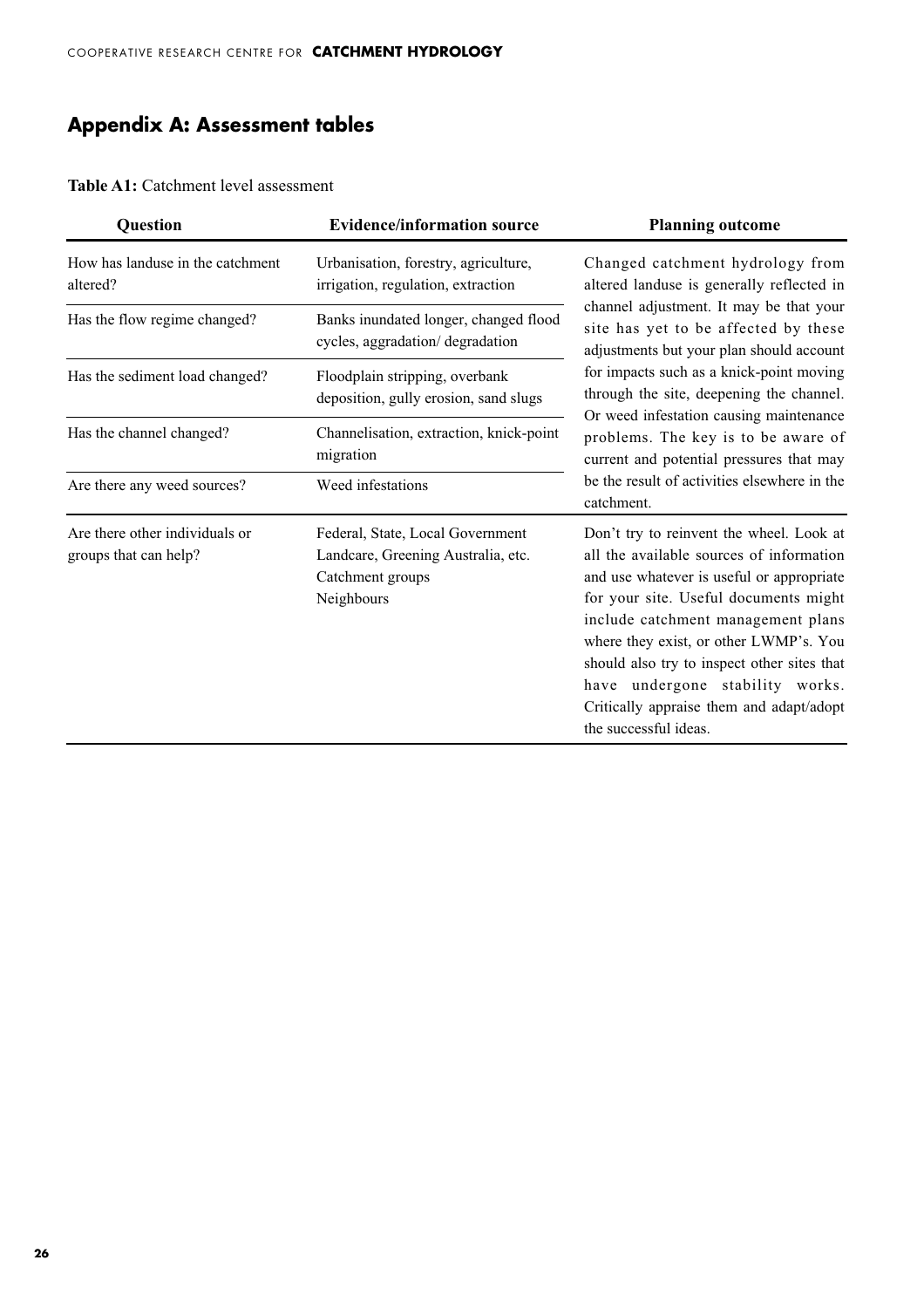## Appendix A: Assessment tables

**Table A1:** Catchment level assessment

| Question | Evidence/information source | Planning outcome |
|---|---|---|
| How has landuse in the catchment altered? | Urbanisation, forestry, agriculture, irrigation, regulation, extraction | Changed catchment hydrology from altered landuse is generally reflected in channel adjustment. It may be that your site has yet to be affected by these adjustments but your plan should account for impacts such as a knick-point moving through the site, deepening the channel. Or weed infestation causing maintenance problems. The key is to be aware of current and potential pressures that may be the result of activities elsewhere in the catchment. |
| Has the flow regime changed? | Banks inundated longer, changed flood cycles, aggradation/ degradation | |
| Has the sediment load changed? | Floodplain stripping, overbank deposition, gully erosion, sand slugs | |
| Has the channel changed? | Channelisation, extraction, knick-point migration | |
| Are there any weed sources? | Weed infestations | |
| Are there other individuals or groups that can help? | Federal, State, Local Government<br>Landcare, Greening Australia, etc.<br>Catchment groups<br>Neighbours | Don't try to reinvent the wheel. Look at all the available sources of information and use whatever is useful or appropriate for your site. Useful documents might include catchment management plans where they exist, or other LWMP's. You should also try to inspect other sites that have undergone stability works. Critically appraise them and adapt/adopt the successful ideas. |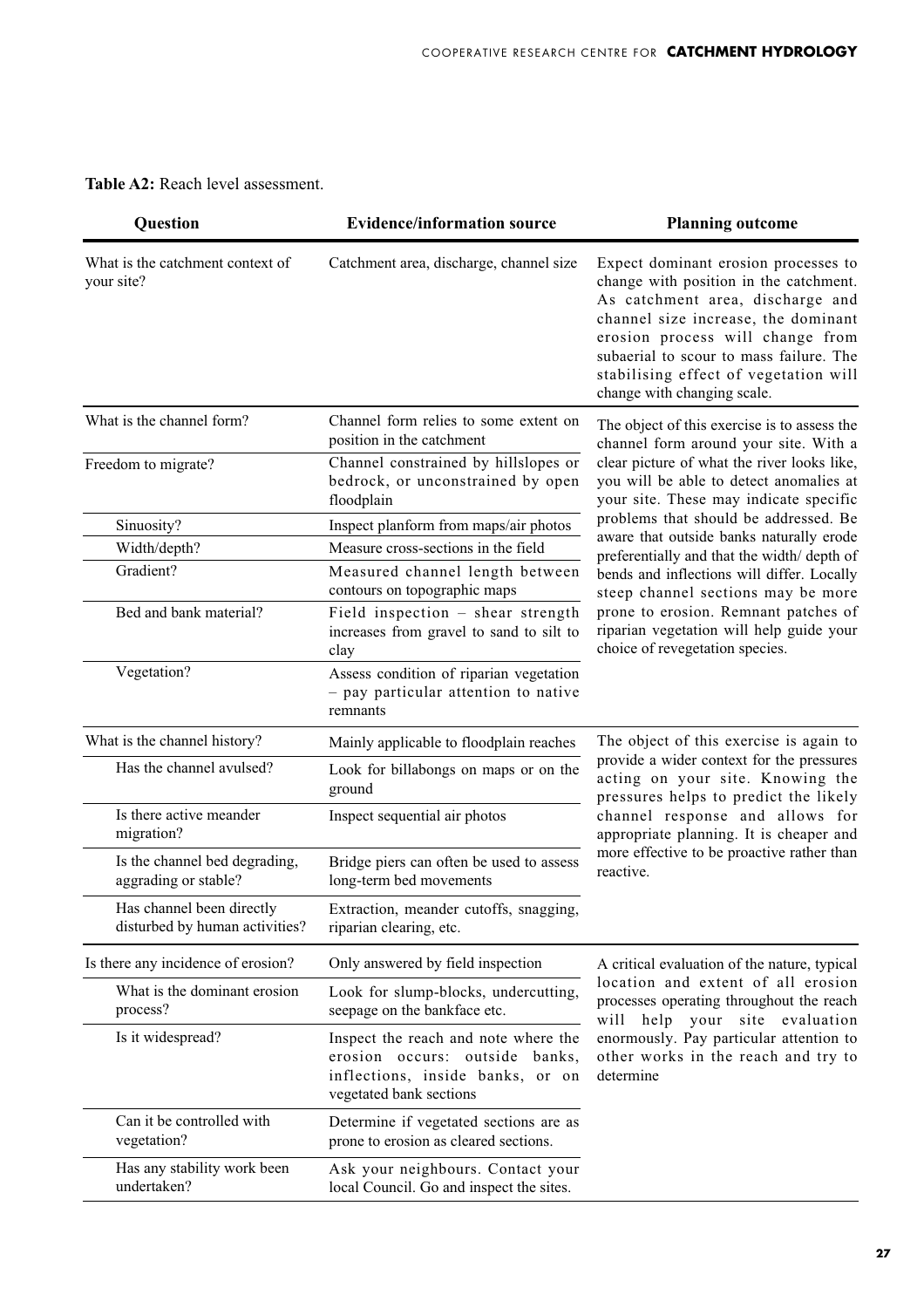**Table A2:** Reach level assessment.

| Question | Evidence/information source | Planning outcome |
|---|---|---|
| What is the catchment context of your site? | Catchment area, discharge, channel size | Expect dominant erosion processes to change with position in the catchment. As catchment area, discharge and channel size increase, the dominant erosion process will change from subaerial to scour to mass failure. The stabilising effect of vegetation will change with changing scale. |
| What is the channel form? | Channel form relies to some extent on position in the catchment | The object of this exercise is to assess the channel form around your site. With a clear picture of what the river looks like, you will be able to detect anomalies at your site. These may indicate specific problems that should be addressed. Be aware that outside banks naturally erode preferentially and that the width/ depth of bends and inflections will differ. Locally steep channel sections may be more prone to erosion. Remnant patches of riparian vegetation will help guide your choice of revegetation species. |
| Freedom to migrate? | Channel constrained by hillslopes or bedrock, or unconstrained by open floodplain | |
| Sinuosity? | Inspect planform from maps/air photos | |
| Width/depth? | Measure cross-sections in the field | |
| Gradient? | Measured channel length between contours on topographic maps | |
| Bed and bank material? | Field inspection – shear strength increases from gravel to sand to silt to clay | |
| Vegetation? | Assess condition of riparian vegetation – pay particular attention to native remnants | |
| What is the channel history? | Mainly applicable to floodplain reaches | The object of this exercise is again to provide a wider context for the pressures acting on your site. Knowing the pressures helps to predict the likely channel response and allows for appropriate planning. It is cheaper and more effective to be proactive rather than reactive. |
| Has the channel avulsed? | Look for billabongs on maps or on the ground | |
| Is there active meander migration? | Inspect sequential air photos | |
| Is the channel bed degrading, aggrading or stable? | Bridge piers can often be used to assess long-term bed movements | |
| Has channel been directly disturbed by human activities? | Extraction, meander cutoffs, snagging, riparian clearing, etc. | |
| Is there any incidence of erosion? | Only answered by field inspection | A critical evaluation of the nature, typical location and extent of all erosion processes operating throughout the reach will help your site evaluation enormously. Pay particular attention to other works in the reach and try to determine |
| What is the dominant erosion process? | Look for slump-blocks, undercutting, seepage on the bankface etc. | |
| Is it widespread? | Inspect the reach and note where the erosion occurs: outside banks, inflections, inside banks, or on vegetated bank sections | |
| Can it be controlled with vegetation? | Determine if vegetated sections are as prone to erosion as cleared sections. | |
| Has any stability work been undertaken? | Ask your neighbours. Contact your local Council. Go and inspect the sites. | |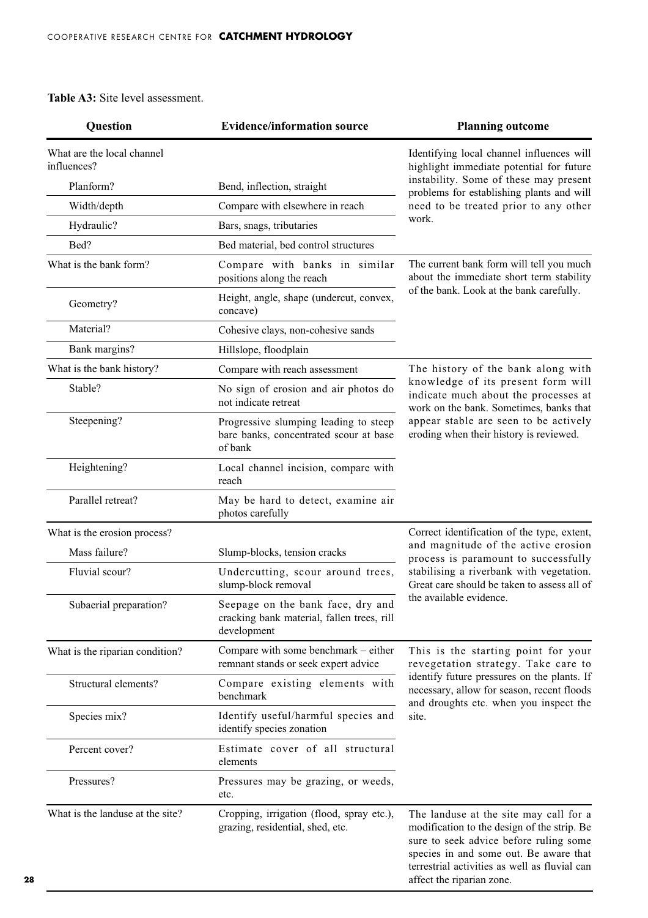**Table A3:** Site level assessment.

| Question | Evidence/information source | Planning outcome |
|---|---|---|
| What are the local channel influences? | | Identifying local channel influences will highlight immediate potential for future instability. Some of these may present problems for establishing plants and will need to be treated prior to any other work. |
| Planform? | Bend, inflection, straight | |
| Width/depth | Compare with elsewhere in reach | |
| Hydraulic? | Bars, snags, tributaries | |
| Bed? | Bed material, bed control structures | |
| What is the bank form? | Compare with banks in similar positions along the reach | The current bank form will tell you much about the immediate short term stability of the bank. Look at the bank carefully. |
| Geometry? | Height, angle, shape (undercut, convex, concave) | |
| Material? | Cohesive clays, non-cohesive sands | |
| Bank margins? | Hillslope, floodplain | |
| What is the bank history? | Compare with reach assessment | The history of the bank along with knowledge of its present form will indicate much about the processes at work on the bank. Sometimes, banks that appear stable are seen to be actively eroding when their history is reviewed. |
| Stable? | No sign of erosion and air photos do not indicate retreat | |
| Steepening? | Progressive slumping leading to steep bare banks, concentrated scour at base of bank | |
| Heightening? | Local channel incision, compare with reach | |
| Parallel retreat? | May be hard to detect, examine air photos carefully | |
| What is the erosion process? | | Correct identification of the type, extent, and magnitude of the active erosion process is paramount to successfully stabilising a riverbank with vegetation. Great care should be taken to assess all of the available evidence. |
| Mass failure? | Slump-blocks, tension cracks | |
| Fluvial scour? | Undercutting, scour around trees, slump-block removal | |
| Subaerial preparation? | Seepage on the bank face, dry and cracking bank material, fallen trees, rill development | |
| What is the riparian condition? | Compare with some benchmark – either remnant stands or seek expert advice | This is the starting point for your revegetation strategy. Take care to identify future pressures on the plants. If necessary, allow for season, recent floods and droughts etc. when you inspect the site. |
| Structural elements? | Compare existing elements with benchmark | |
| Species mix? | Identify useful/harmful species and identify species zonation | |
| Percent cover? | Estimate cover of all structural elements | |
| Pressures? | Pressures may be grazing, or weeds, etc. | |
| What is the landuse at the site? | Cropping, irrigation (flood, spray etc.), grazing, residential, shed, etc. | The landuse at the site may call for a modification to the design of the strip. Be sure to seek advice before ruling some species in and some out. Be aware that terrestrial activities as well as fluvial can affect the riparian zone. |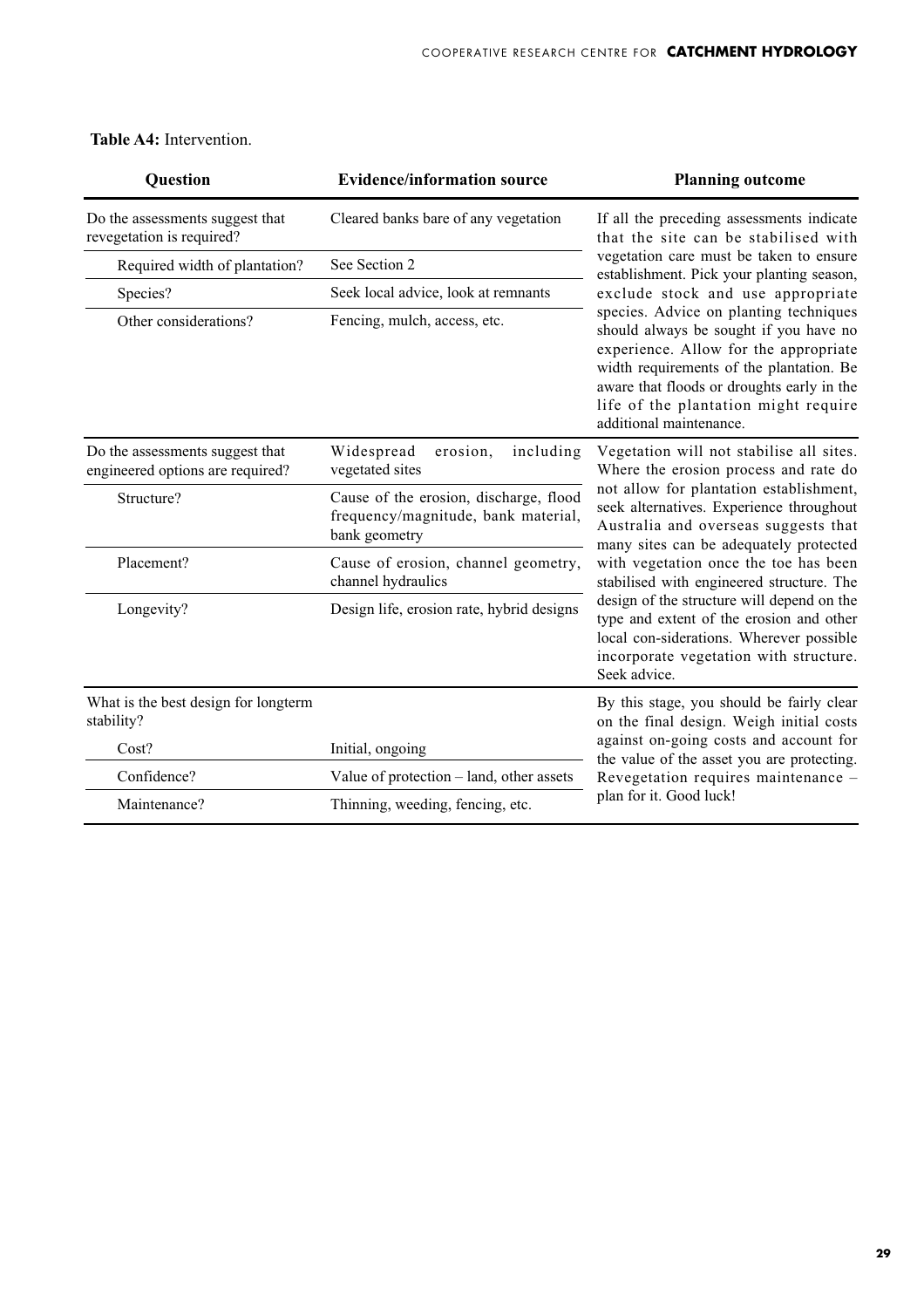**Table A4:** Intervention.

| Question | Evidence/information source | Planning outcome |
|---|---|---|
| Do the assessments suggest that revegetation is required? | Cleared banks bare of any vegetation | If all the preceding assessments indicate that the site can be stabilised with vegetation care must be taken to ensure establishment. Pick your planting season, exclude stock and use appropriate species. Advice on planting techniques should always be sought if you have no experience. Allow for the appropriate width requirements of the plantation. Be aware that floods or droughts early in the life of the plantation might require additional maintenance. |
| Required width of plantation? | See Section 2 | |
| Species? | Seek local advice, look at remnants | |
| Other considerations? | Fencing, mulch, access, etc. | |
| Do the assessments suggest that engineered options are required? | Widespread erosion, including vegetated sites | Vegetation will not stabilise all sites. Where the erosion process and rate do not allow for plantation establishment, seek alternatives. Experience throughout Australia and overseas suggests that many sites can be adequately protected with vegetation once the toe has been stabilised with engineered structure. The design of the structure will depend on the type and extent of the erosion and other local con-siderations. Wherever possible incorporate vegetation with structure. Seek advice. |
| Structure? | Cause of the erosion, discharge, flood frequency/magnitude, bank material, bank geometry | |
| Placement? | Cause of erosion, channel geometry, channel hydraulics | |
| Longevity? | Design life, erosion rate, hybrid designs | |
| What is the best design for longterm stability? | | By this stage, you should be fairly clear on the final design. Weigh initial costs against on-going costs and account for the value of the asset you are protecting. Revegetation requires maintenance – plan for it. Good luck! |
| Cost? | Initial, ongoing | |
| Confidence? | Value of protection – land, other assets | |
| Maintenance? | Thinning, weeding, fencing, etc. | |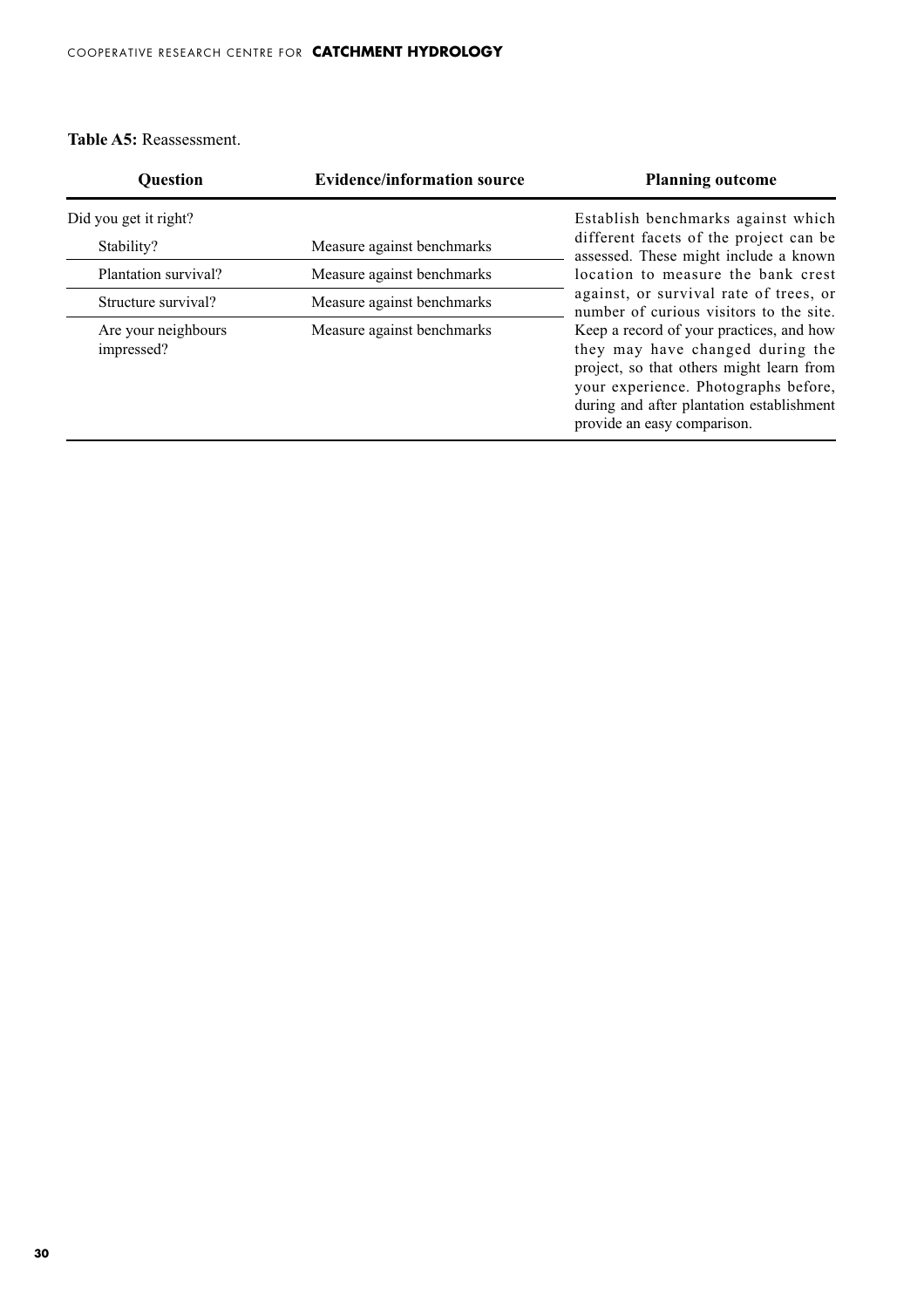**Table A5:** Reassessment.

| Question | Evidence/information source | Planning outcome |
|---|---|---|
| Did you get it right? | | Establish benchmarks against which different facets of the project can be assessed. These might include a known location to measure the bank crest against, or survival rate of trees, or number of curious visitors to the site. Keep a record of your practices, and how they may have changed during the project, so that others might learn from your experience. Photographs before, during and after plantation establishment provide an easy comparison. |
| Stability? | Measure against benchmarks | |
| Plantation survival? | Measure against benchmarks | |
| Structure survival? | Measure against benchmarks | |
| Are your neighbours impressed? | Measure against benchmarks | |